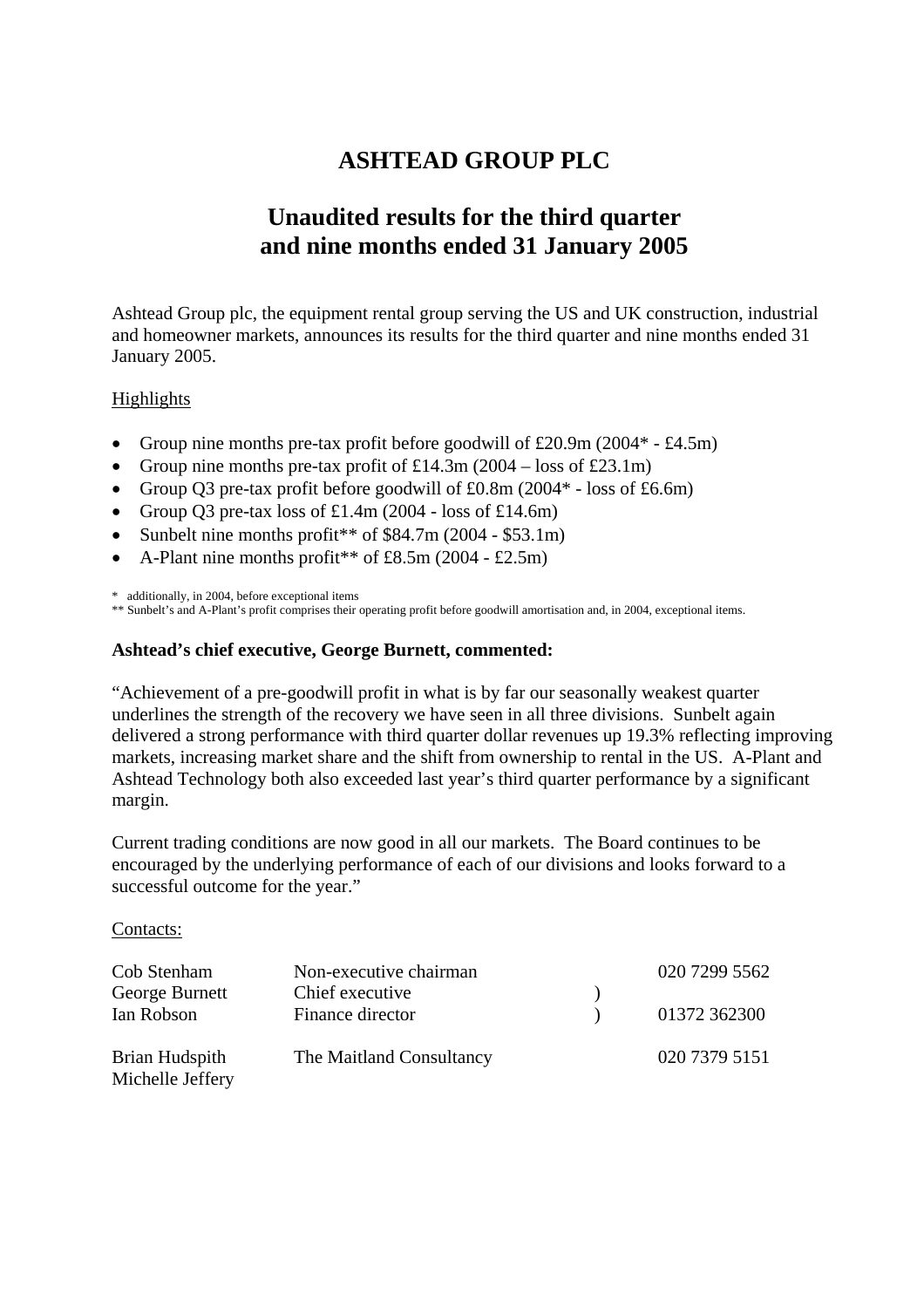# ASHTEAD GROUP PLC

## Unaudited results for the third quarter and nine months ended 31 January 2005

Ashtead Group plc, the equipment rental group serving the US and UK construction, industrial and homeowner markets, announces its results for the third quarter and nine months ended 31 January 2005.

Highlights

- Group nine months pre-tax profit before goodwill of £20.9m (2004* - £4.5m)
- Group nine months pre-tax profit of £14.3m (2004 – loss of £23.1m)
- Group Q3 pre-tax profit before goodwill of £0.8m (2004* - loss of £6.6m)
- Group Q3 pre-tax loss of £1.4m (2004 - loss of £14.6m)
- Sunbelt nine months profit** of $84.7m (2004 - $53.1m)
- A-Plant nine months profit** of £8.5m (2004 - £2.5m)

\* additionally, in 2004, before exceptional items
\*\* Sunbelt's and A-Plant's profit comprises their operating profit before goodwill amortisation and, in 2004, exceptional items.

**Ashtead's chief executive, George Burnett, commented:**

"Achievement of a pre-goodwill profit in what is by far our seasonally weakest quarter underlines the strength of the recovery we have seen in all three divisions. Sunbelt again delivered a strong performance with third quarter dollar revenues up 19.3% reflecting improving markets, increasing market share and the shift from ownership to rental in the US. A-Plant and Ashtead Technology both also exceeded last year's third quarter performance by a significant margin.

Current trading conditions are now good in all our markets. The Board continues to be encouraged by the underlying performance of each of our divisions and looks forward to a successful outcome for the year."

Contacts:

| | | | |
|---|---|---|---|
| Cob Stenham | Non-executive chairman | | 020 7299 5562 |
| George Burnett | Chief executive | ) | |
| Ian Robson | Finance director | ) | 01372 362300 |
| Brian Hudspith<br>Michelle Jeffery | The Maitland Consultancy | | 020 7379 5151 |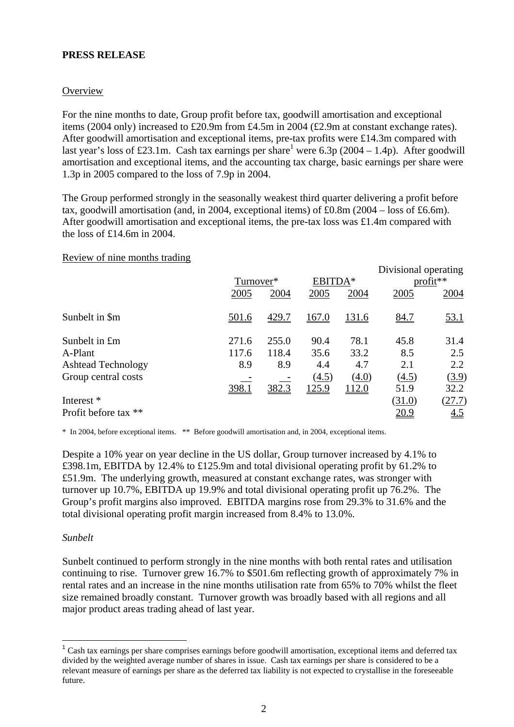**PRESS RELEASE**

Overview

For the nine months to date, Group profit before tax, goodwill amortisation and exceptional items (2004 only) increased to £20.9m from £4.5m in 2004 (£2.9m at constant exchange rates). After goodwill amortisation and exceptional items, pre-tax profits were £14.3m compared with last year's loss of £23.1m. Cash tax earnings per share[1] were 6.3p (2004 – 1.4p). After goodwill amortisation and exceptional items, and the accounting tax charge, basic earnings per share were 1.3p in 2005 compared to the loss of 7.9p in 2004.

The Group performed strongly in the seasonally weakest third quarter delivering a profit before tax, goodwill amortisation (and, in 2004, exceptional items) of £0.8m (2004 – loss of £6.6m). After goodwill amortisation and exceptional items, the pre-tax loss was £1.4m compared with the loss of £14.6m in 2004.

Review of nine months trading

| | Turnover* | | EBITDA* | | Divisional operating profit** | |
|---|---|---|---|---|---|---|
| | 2005 | 2004 | 2005 | 2004 | 2005 | 2004 |
| Sunbelt in $m | 501.6 | 429.7 | 167.0 | 131.6 | 84.7 | 53.1 |
| Sunbelt in £m | 271.6 | 255.0 | 90.4 | 78.1 | 45.8 | 31.4 |
| A-Plant | 117.6 | 118.4 | 35.6 | 33.2 | 8.5 | 2.5 |
| Ashtead Technology | 8.9 | 8.9 | 4.4 | 4.7 | 2.1 | 2.2 |
| Group central costs | - | - | (4.5) | (4.0) | (4.5) | (3.9) |
| | 398.1 | 382.3 | 125.9 | 112.0 | 51.9 | 32.2 |
| Interest * | | | | | (31.0) | (27.7) |
| Profit before tax ** | | | | | 20.9 | 4.5 |

\* In 2004, before exceptional items. ** Before goodwill amortisation and, in 2004, exceptional items.

Despite a 10% year on year decline in the US dollar, Group turnover increased by 4.1% to £398.1m, EBITDA by 12.4% to £125.9m and total divisional operating profit by 61.2% to £51.9m. The underlying growth, measured at constant exchange rates, was stronger with turnover up 10.7%, EBITDA up 19.9% and total divisional operating profit up 76.2%. The Group's profit margins also improved. EBITDA margins rose from 29.3% to 31.6% and the total divisional operating profit margin increased from 8.4% to 13.0%.

*Sunbelt*

Sunbelt continued to perform strongly in the nine months with both rental rates and utilisation continuing to rise. Turnover grew 16.7% to $501.6m reflecting growth of approximately 7% in rental rates and an increase in the nine months utilisation rate from 65% to 70% whilst the fleet size remained broadly constant. Turnover growth was broadly based with all regions and all major product areas trading ahead of last year.

[1] Cash tax earnings per share comprises earnings before goodwill amortisation, exceptional items and deferred tax divided by the weighted average number of shares in issue. Cash tax earnings per share is considered to be a relevant measure of earnings per share as the deferred tax liability is not expected to crystallise in the foreseeable future.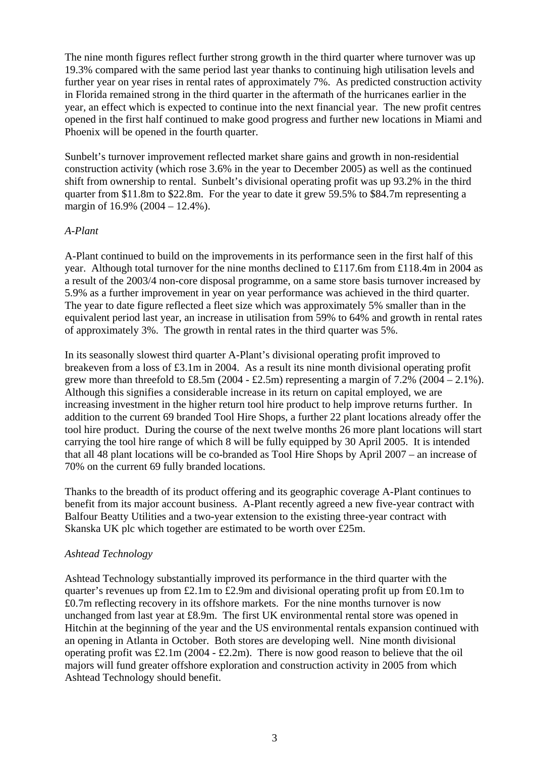The nine month figures reflect further strong growth in the third quarter where turnover was up 19.3% compared with the same period last year thanks to continuing high utilisation levels and further year on year rises in rental rates of approximately 7%. As predicted construction activity in Florida remained strong in the third quarter in the aftermath of the hurricanes earlier in the year, an effect which is expected to continue into the next financial year. The new profit centres opened in the first half continued to make good progress and further new locations in Miami and Phoenix will be opened in the fourth quarter.

Sunbelt's turnover improvement reflected market share gains and growth in non-residential construction activity (which rose 3.6% in the year to December 2005) as well as the continued shift from ownership to rental. Sunbelt's divisional operating profit was up 93.2% in the third quarter from \$11.8m to \$22.8m. For the year to date it grew 59.5% to \$84.7m representing a margin of 16.9% (2004 – 12.4%).

*A-Plant*

A-Plant continued to build on the improvements in its performance seen in the first half of this year. Although total turnover for the nine months declined to £117.6m from £118.4m in 2004 as a result of the 2003/4 non-core disposal programme, on a same store basis turnover increased by 5.9% as a further improvement in year on year performance was achieved in the third quarter. The year to date figure reflected a fleet size which was approximately 5% smaller than in the equivalent period last year, an increase in utilisation from 59% to 64% and growth in rental rates of approximately 3%. The growth in rental rates in the third quarter was 5%.

In its seasonally slowest third quarter A-Plant's divisional operating profit improved to breakeven from a loss of £3.1m in 2004. As a result its nine month divisional operating profit grew more than threefold to £8.5m (2004 - £2.5m) representing a margin of 7.2% (2004 – 2.1%). Although this signifies a considerable increase in its return on capital employed, we are increasing investment in the higher return tool hire product to help improve returns further. In addition to the current 69 branded Tool Hire Shops, a further 22 plant locations already offer the tool hire product. During the course of the next twelve months 26 more plant locations will start carrying the tool hire range of which 8 will be fully equipped by 30 April 2005. It is intended that all 48 plant locations will be co-branded as Tool Hire Shops by April 2007 – an increase of 70% on the current 69 fully branded locations.

Thanks to the breadth of its product offering and its geographic coverage A-Plant continues to benefit from its major account business. A-Plant recently agreed a new five-year contract with Balfour Beatty Utilities and a two-year extension to the existing three-year contract with Skanska UK plc which together are estimated to be worth over £25m.

*Ashtead Technology*

Ashtead Technology substantially improved its performance in the third quarter with the quarter's revenues up from £2.1m to £2.9m and divisional operating profit up from £0.1m to £0.7m reflecting recovery in its offshore markets. For the nine months turnover is now unchanged from last year at £8.9m. The first UK environmental rental store was opened in Hitchin at the beginning of the year and the US environmental rentals expansion continued with an opening in Atlanta in October. Both stores are developing well. Nine month divisional operating profit was £2.1m (2004 - £2.2m). There is now good reason to believe that the oil majors will fund greater offshore exploration and construction activity in 2005 from which Ashtead Technology should benefit.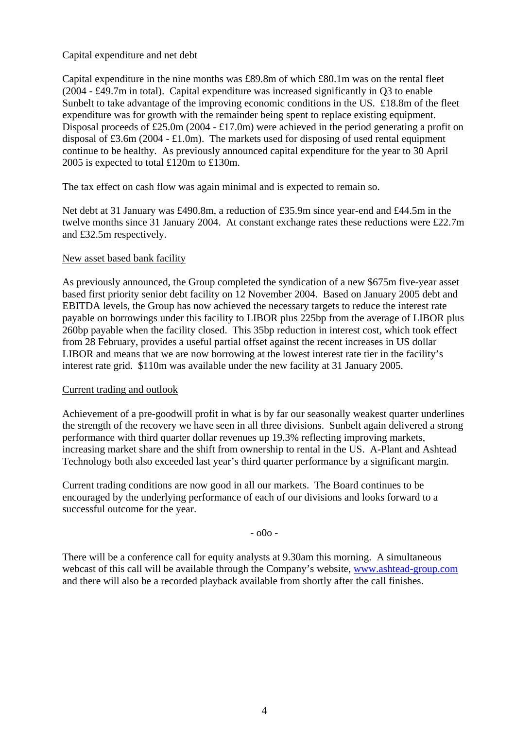## Capital expenditure and net debt

Capital expenditure in the nine months was £89.8m of which £80.1m was on the rental fleet (2004 - £49.7m in total). Capital expenditure was increased significantly in Q3 to enable Sunbelt to take advantage of the improving economic conditions in the US. £18.8m of the fleet expenditure was for growth with the remainder being spent to replace existing equipment. Disposal proceeds of £25.0m (2004 - £17.0m) were achieved in the period generating a profit on disposal of £3.6m (2004 - £1.0m). The markets used for disposing of used rental equipment continue to be healthy. As previously announced capital expenditure for the year to 30 April 2005 is expected to total £120m to £130m.

The tax effect on cash flow was again minimal and is expected to remain so.

Net debt at 31 January was £490.8m, a reduction of £35.9m since year-end and £44.5m in the twelve months since 31 January 2004. At constant exchange rates these reductions were £22.7m and £32.5m respectively.

## New asset based bank facility

As previously announced, the Group completed the syndication of a new $675m five-year asset based first priority senior debt facility on 12 November 2004. Based on January 2005 debt and EBITDA levels, the Group has now achieved the necessary targets to reduce the interest rate payable on borrowings under this facility to LIBOR plus 225bp from the average of LIBOR plus 260bp payable when the facility closed. This 35bp reduction in interest cost, which took effect from 28 February, provides a useful partial offset against the recent increases in US dollar LIBOR and means that we are now borrowing at the lowest interest rate tier in the facility's interest rate grid. $110m was available under the new facility at 31 January 2005.

## Current trading and outlook

Achievement of a pre-goodwill profit in what is by far our seasonally weakest quarter underlines the strength of the recovery we have seen in all three divisions. Sunbelt again delivered a strong performance with third quarter dollar revenues up 19.3% reflecting improving markets, increasing market share and the shift from ownership to rental in the US. A-Plant and Ashtead Technology both also exceeded last year's third quarter performance by a significant margin.

Current trading conditions are now good in all our markets. The Board continues to be encouraged by the underlying performance of each of our divisions and looks forward to a successful outcome for the year.

- o0o -

There will be a conference call for equity analysts at 9.30am this morning. A simultaneous webcast of this call will be available through the Company's website, www.ashtead-group.com and there will also be a recorded playback available from shortly after the call finishes.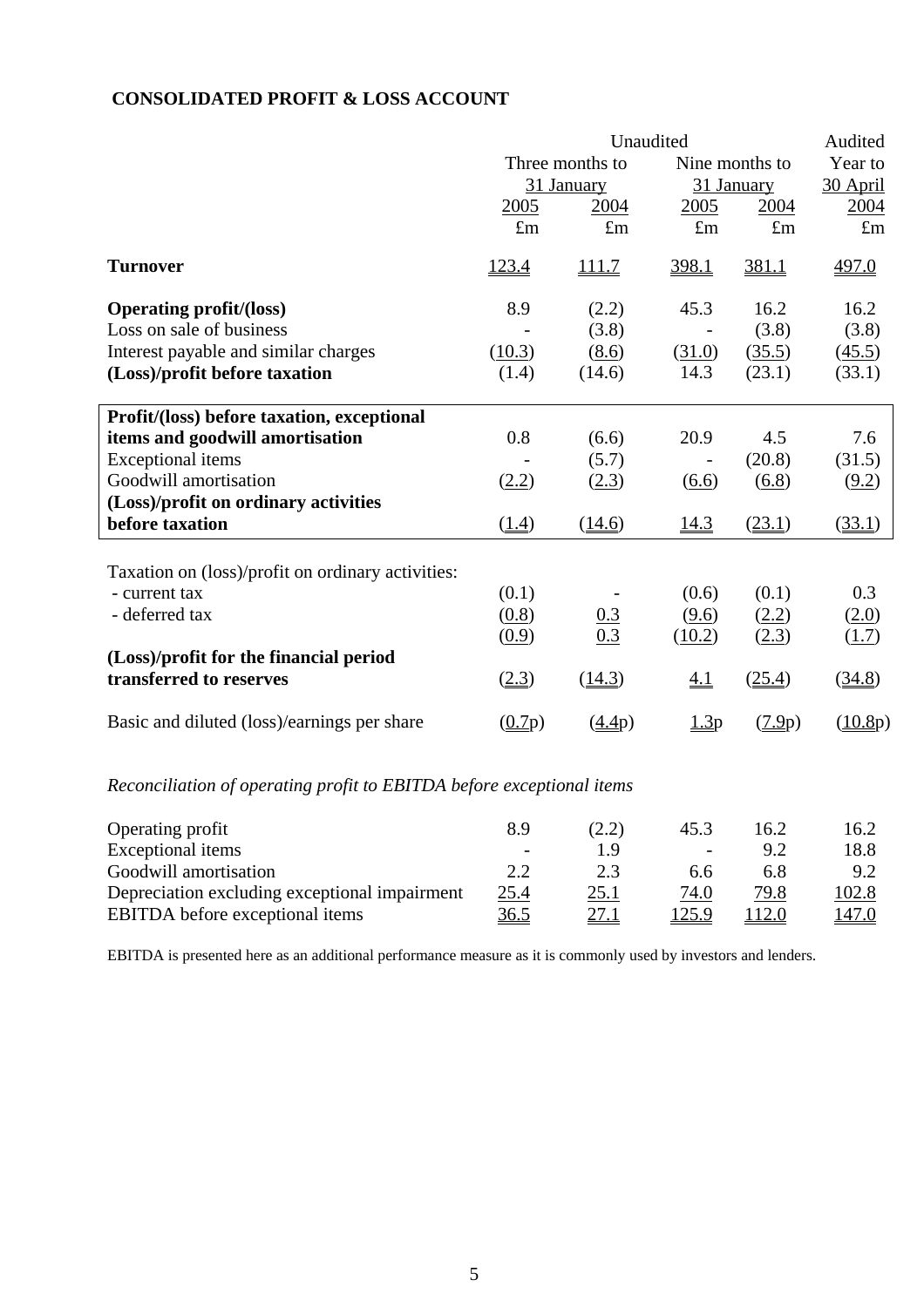## CONSOLIDATED PROFIT & LOSS ACCOUNT

| | Unaudited | | | | Audited |
|---|---|---|---|---|---|
| | Three months to 31 January | | Nine months to 31 January | | Year to 30 April |
| | 2005 | 2004 | 2005 | 2004 | 2004 |
| | £m | £m | £m | £m | £m |
| **Turnover** | 123.4 | 111.7 | 398.1 | 381.1 | 497.0 |
| **Operating profit/(loss)** | 8.9 | (2.2) | 45.3 | 16.2 | 16.2 |
| Loss on sale of business | - | (3.8) | - | (3.8) | (3.8) |
| Interest payable and similar charges | (10.3) | (8.6) | (31.0) | (35.5) | (45.5) |
| **(Loss)/profit before taxation** | (1.4) | (14.6) | 14.3 | (23.1) | (33.1) |
| **Profit/(loss) before taxation, exceptional items and goodwill amortisation** | 0.8 | (6.6) | 20.9 | 4.5 | 7.6 |
| Exceptional items | - | (5.7) | - | (20.8) | (31.5) |
| Goodwill amortisation | (2.2) | (2.3) | (6.6) | (6.8) | (9.2) |
| **(Loss)/profit on ordinary activities before taxation** | (1.4) | (14.6) | 14.3 | (23.1) | (33.1) |
| Taxation on (loss)/profit on ordinary activities: | | | | | |
| - current tax | (0.1) | - | (0.6) | (0.1) | 0.3 |
| - deferred tax | (0.8) | 0.3 | (9.6) | (2.2) | (2.0) |
| | (0.9) | 0.3 | (10.2) | (2.3) | (1.7) |
| **(Loss)/profit for the financial period transferred to reserves** | (2.3) | (14.3) | 4.1 | (25.4) | (34.8) |
| Basic and diluted (loss)/earnings per share | (0.7p) | (4.4p) | 1.3p | (7.9p) | (10.8p) |

*Reconciliation of operating profit to EBITDA before exceptional items*

| | 2005 | 2004 | 2005 | 2004 | 2004 |
|---|---|---|---|---|---|
| Operating profit | 8.9 | (2.2) | 45.3 | 16.2 | 16.2 |
| Exceptional items | - | 1.9 | - | 9.2 | 18.8 |
| Goodwill amortisation | 2.2 | 2.3 | 6.6 | 6.8 | 9.2 |
| Depreciation excluding exceptional impairment | 25.4 | 25.1 | 74.0 | 79.8 | 102.8 |
| EBITDA before exceptional items | 36.5 | 27.1 | 125.9 | 112.0 | 147.0 |

EBITDA is presented here as an additional performance measure as it is commonly used by investors and lenders.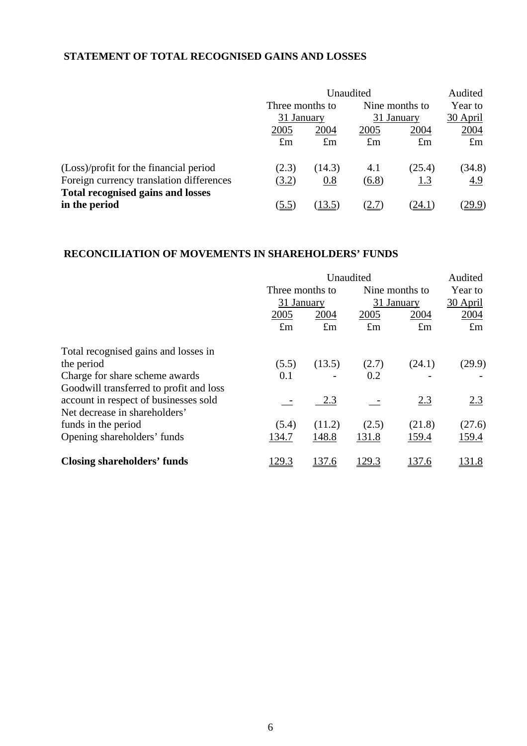## STATEMENT OF TOTAL RECOGNISED GAINS AND LOSSES

| | Unaudited | | | | Audited |
|---|---|---|---|---|---|
| | Three months to 31 January | | Nine months to 31 January | | Year to 30 April |
| | 2005 | 2004 | 2005 | 2004 | 2004 |
| | £m | £m | £m | £m | £m |
| (Loss)/profit for the financial period | (2.3) | (14.3) | 4.1 | (25.4) | (34.8) |
| Foreign currency translation differences | (3.2) | 0.8 | (6.8) | 1.3 | 4.9 |
| **Total recognised gains and losses in the period** | (5.5) | (13.5) | (2.7) | (24.1) | (29.9) |

## RECONCILIATION OF MOVEMENTS IN SHAREHOLDERS' FUNDS

| | Unaudited | | | | Audited |
|---|---|---|---|---|---|
| | Three months to 31 January | | Nine months to 31 January | | Year to 30 April |
| | 2005 | 2004 | 2005 | 2004 | 2004 |
| | £m | £m | £m | £m | £m |
| Total recognised gains and losses in the period | (5.5) | (13.5) | (2.7) | (24.1) | (29.9) |
| Charge for share scheme awards | 0.1 | - | 0.2 | - | - |
| Goodwill transferred to profit and loss account in respect of businesses sold | - | 2.3 | - | 2.3 | 2.3 |
| Net decrease in shareholders' funds in the period | (5.4) | (11.2) | (2.5) | (21.8) | (27.6) |
| Opening shareholders' funds | 134.7 | 148.8 | 131.8 | 159.4 | 159.4 |
| **Closing shareholders' funds** | 129.3 | 137.6 | 129.3 | 137.6 | 131.8 |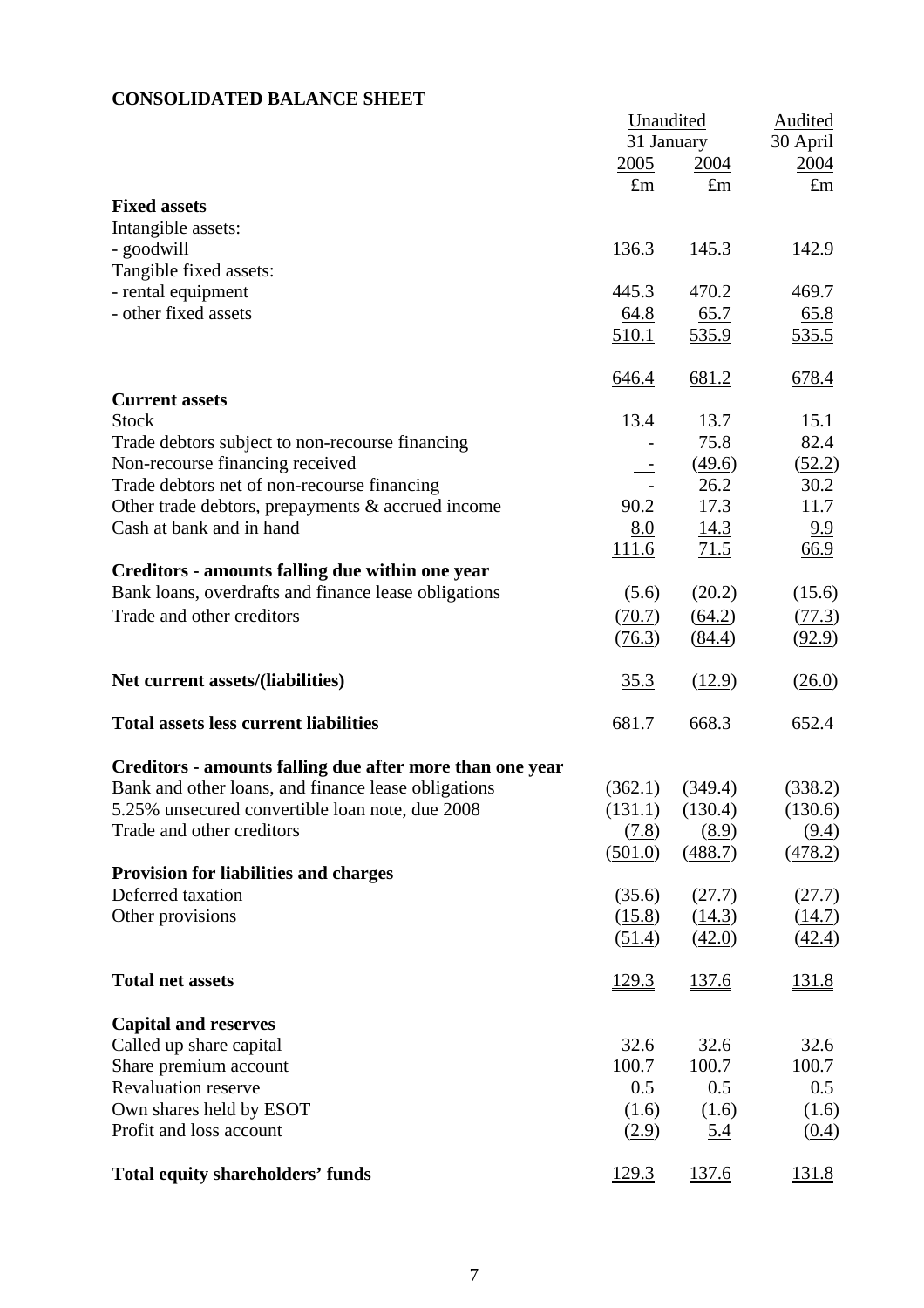## CONSOLIDATED BALANCE SHEET

| | Unaudited | | Audited |
|---|---|---|---|
| | 31 January | | 30 April |
| | 2005 | 2004 | 2004 |
| | £m | £m | £m |
| **Fixed assets** | | | |
| Intangible assets: | | | |
| - goodwill | 136.3 | 145.3 | 142.9 |
| Tangible fixed assets: | | | |
| - rental equipment | 445.3 | 470.2 | 469.7 |
| - other fixed assets | 64.8 | 65.7 | 65.8 |
| | 510.1 | 535.9 | 535.5 |
| | 646.4 | 681.2 | 678.4 |
| **Current assets** | | | |
| Stock | 13.4 | 13.7 | 15.1 |
| Trade debtors subject to non-recourse financing | - | 75.8 | 82.4 |
| Non-recourse financing received | - | (49.6) | (52.2) |
| Trade debtors net of non-recourse financing | - | 26.2 | 30.2 |
| Other trade debtors, prepayments & accrued income | 90.2 | 17.3 | 11.7 |
| Cash at bank and in hand | 8.0 | 14.3 | 9.9 |
| | 111.6 | 71.5 | 66.9 |
| **Creditors - amounts falling due within one year** | | | |
| Bank loans, overdrafts and finance lease obligations | (5.6) | (20.2) | (15.6) |
| Trade and other creditors | (70.7) | (64.2) | (77.3) |
| | (76.3) | (84.4) | (92.9) |
| **Net current assets/(liabilities)** | 35.3 | (12.9) | (26.0) |
| **Total assets less current liabilities** | 681.7 | 668.3 | 652.4 |
| **Creditors - amounts falling due after more than one year** | | | |
| Bank and other loans, and finance lease obligations | (362.1) | (349.4) | (338.2) |
| 5.25% unsecured convertible loan note, due 2008 | (131.1) | (130.4) | (130.6) |
| Trade and other creditors | (7.8) | (8.9) | (9.4) |
| | (501.0) | (488.7) | (478.2) |
| **Provision for liabilities and charges** | | | |
| Deferred taxation | (35.6) | (27.7) | (27.7) |
| Other provisions | (15.8) | (14.3) | (14.7) |
| | (51.4) | (42.0) | (42.4) |
| **Total net assets** | 129.3 | 137.6 | 131.8 |
| **Capital and reserves** | | | |
| Called up share capital | 32.6 | 32.6 | 32.6 |
| Share premium account | 100.7 | 100.7 | 100.7 |
| Revaluation reserve | 0.5 | 0.5 | 0.5 |
| Own shares held by ESOT | (1.6) | (1.6) | (1.6) |
| Profit and loss account | (2.9) | 5.4 | (0.4) |
| **Total equity shareholders' funds** | 129.3 | 137.6 | 131.8 |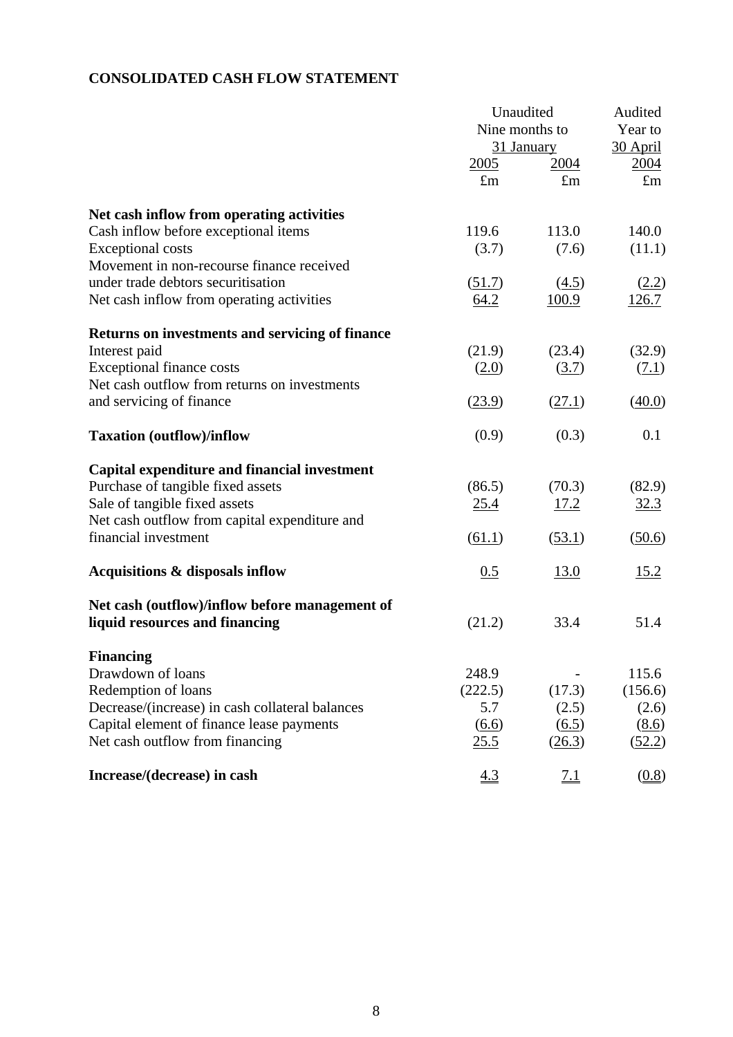## CONSOLIDATED CASH FLOW STATEMENT

| | Unaudited Nine months to 31 January 2005 £m | Unaudited Nine months to 31 January 2004 £m | Audited Year to 30 April 2004 £m |
|---|---|---|---|
| **Net cash inflow from operating activities** | | | |
| Cash inflow before exceptional items | 119.6 | 113.0 | 140.0 |
| Exceptional costs | (3.7) | (7.6) | (11.1) |
| Movement in non-recourse finance received under trade debtors securitisation | (51.7) | (4.5) | (2.2) |
| Net cash inflow from operating activities | 64.2 | 100.9 | 126.7 |
| **Returns on investments and servicing of finance** | | | |
| Interest paid | (21.9) | (23.4) | (32.9) |
| Exceptional finance costs | (2.0) | (3.7) | (7.1) |
| Net cash outflow from returns on investments and servicing of finance | (23.9) | (27.1) | (40.0) |
| **Taxation (outflow)/inflow** | (0.9) | (0.3) | 0.1 |
| **Capital expenditure and financial investment** | | | |
| Purchase of tangible fixed assets | (86.5) | (70.3) | (82.9) |
| Sale of tangible fixed assets | 25.4 | 17.2 | 32.3 |
| Net cash outflow from capital expenditure and financial investment | (61.1) | (53.1) | (50.6) |
| **Acquisitions & disposals inflow** | 0.5 | 13.0 | 15.2 |
| **Net cash (outflow)/inflow before management of liquid resources and financing** | (21.2) | 33.4 | 51.4 |
| **Financing** | | | |
| Drawdown of loans | 248.9 | - | 115.6 |
| Redemption of loans | (222.5) | (17.3) | (156.6) |
| Decrease/(increase) in cash collateral balances | 5.7 | (2.5) | (2.6) |
| Capital element of finance lease payments | (6.6) | (6.5) | (8.6) |
| Net cash outflow from financing | 25.5 | (26.3) | (52.2) |
| **Increase/(decrease) in cash** | 4.3 | 7.1 | (0.8) |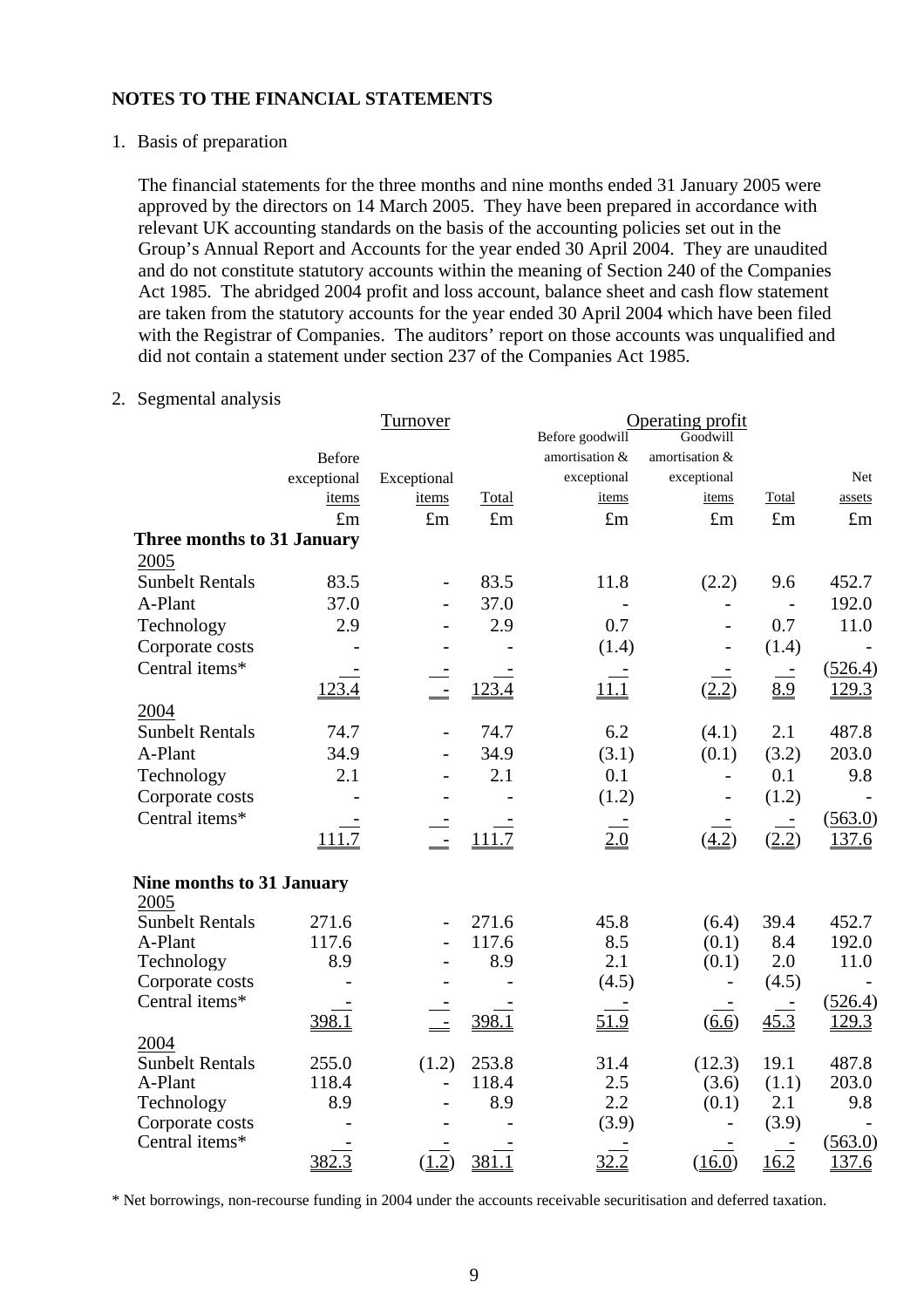## NOTES TO THE FINANCIAL STATEMENTS

1. Basis of preparation

The financial statements for the three months and nine months ended 31 January 2005 were approved by the directors on 14 March 2005. They have been prepared in accordance with relevant UK accounting standards on the basis of the accounting policies set out in the Group's Annual Report and Accounts for the year ended 30 April 2004. They are unaudited and do not constitute statutory accounts within the meaning of Section 240 of the Companies Act 1985. The abridged 2004 profit and loss account, balance sheet and cash flow statement are taken from the statutory accounts for the year ended 30 April 2004 which have been filed with the Registrar of Companies. The auditors' report on those accounts was unqualified and did not contain a statement under section 237 of the Companies Act 1985.

2. Segmental analysis

| | Turnover | | | Operating profit | | | |
|---|---|---|---|---|---|---|---|
| | Before exceptional items | Exceptional items | Total | Before goodwill amortisation & exceptional items | Goodwill amortisation & exceptional items | Total | Net assets |
| | £m | £m | £m | £m | £m | £m | £m |
| **Three months to 31 January** | | | | | | | |
| 2005 | | | | | | | |
| Sunbelt Rentals | 83.5 | - | 83.5 | 11.8 | (2.2) | 9.6 | 452.7 |
| A-Plant | 37.0 | - | 37.0 | - | - | - | 192.0 |
| Technology | 2.9 | - | 2.9 | 0.7 | - | 0.7 | 11.0 |
| Corporate costs | - | - | - | (1.4) | - | (1.4) | - |
| Central items* | - | - | - | - | - | - | (526.4) |
| | 123.4 | - | 123.4 | 11.1 | (2.2) | 8.9 | 129.3 |
| 2004 | | | | | | | |
| Sunbelt Rentals | 74.7 | - | 74.7 | 6.2 | (4.1) | 2.1 | 487.8 |
| A-Plant | 34.9 | - | 34.9 | (3.1) | (0.1) | (3.2) | 203.0 |
| Technology | 2.1 | - | 2.1 | 0.1 | - | 0.1 | 9.8 |
| Corporate costs | - | - | - | (1.2) | - | (1.2) | - |
| Central items* | - | - | - | - | - | - | (563.0) |
| | 111.7 | - | 111.7 | 2.0 | (4.2) | (2.2) | 137.6 |
| **Nine months to 31 January** | | | | | | | |
| 2005 | | | | | | | |
| Sunbelt Rentals | 271.6 | - | 271.6 | 45.8 | (6.4) | 39.4 | 452.7 |
| A-Plant | 117.6 | - | 117.6 | 8.5 | (0.1) | 8.4 | 192.0 |
| Technology | 8.9 | - | 8.9 | 2.1 | (0.1) | 2.0 | 11.0 |
| Corporate costs | - | - | - | (4.5) | - | (4.5) | - |
| Central items* | - | - | - | - | - | - | (526.4) |
| | 398.1 | - | 398.1 | 51.9 | (6.6) | 45.3 | 129.3 |
| 2004 | | | | | | | |
| Sunbelt Rentals | 255.0 | (1.2) | 253.8 | 31.4 | (12.3) | 19.1 | 487.8 |
| A-Plant | 118.4 | - | 118.4 | 2.5 | (3.6) | (1.1) | 203.0 |
| Technology | 8.9 | - | 8.9 | 2.2 | (0.1) | 2.1 | 9.8 |
| Corporate costs | - | - | - | (3.9) | - | (3.9) | - |
| Central items* | - | - | - | - | - | - | (563.0) |
| | 382.3 | (1.2) | 381.1 | 32.2 | (16.0) | 16.2 | 137.6 |

\* Net borrowings, non-recourse funding in 2004 under the accounts receivable securitisation and deferred taxation.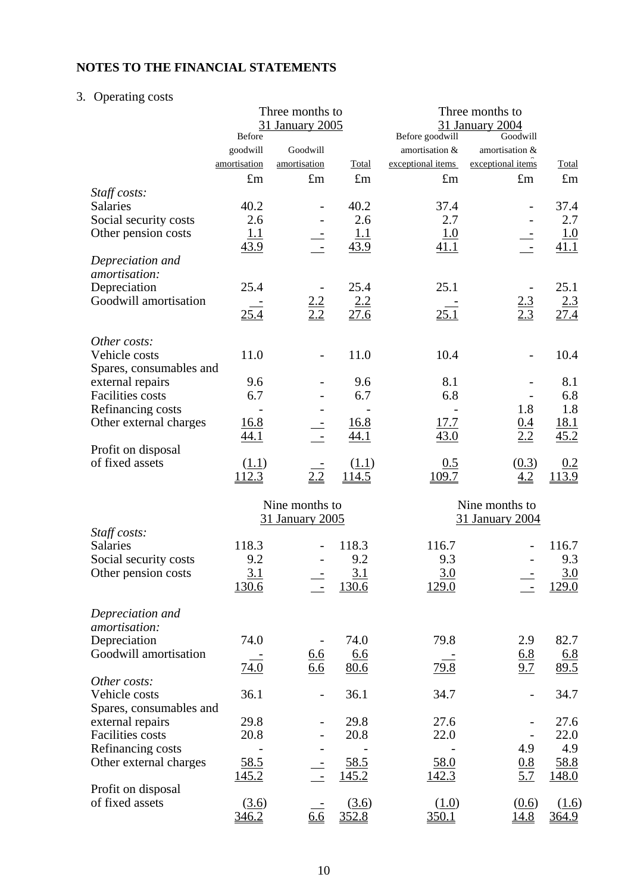## NOTES TO THE FINANCIAL STATEMENTS

3. Operating costs

| | Three months to 31 January 2005 | | | Three months to 31 January 2004 | | |
|---|---|---|---|---|---|---|
| | Before goodwill amortisation | Goodwill amortisation | Total | Before goodwill amortisation & exceptional items | Goodwill amortisation & exceptional items | Total |
| | £m | £m | £m | £m | £m | £m |
| *Staff costs:* | | | | | | |
| Salaries | 40.2 | - | 40.2 | 37.4 | - | 37.4 |
| Social security costs | 2.6 | - | 2.6 | 2.7 | - | 2.7 |
| Other pension costs | 1.1 | - | 1.1 | 1.0 | - | 1.0 |
| | 43.9 | - | 43.9 | 41.1 | - | 41.1 |
| *Depreciation and amortisation:* | | | | | | |
| Depreciation | 25.4 | - | 25.4 | 25.1 | - | 25.1 |
| Goodwill amortisation | - | 2.2 | 2.2 | - | 2.3 | 2.3 |
| | 25.4 | 2.2 | 27.6 | 25.1 | 2.3 | 27.4 |
| *Other costs:* | | | | | | |
| Vehicle costs | 11.0 | - | 11.0 | 10.4 | - | 10.4 |
| Spares, consumables and external repairs | 9.6 | - | 9.6 | 8.1 | - | 8.1 |
| Facilities costs | 6.7 | - | 6.7 | 6.8 | - | 6.8 |
| Refinancing costs | - | - | - | - | 1.8 | 1.8 |
| Other external charges | 16.8 | - | 16.8 | 17.7 | 0.4 | 18.1 |
| | 44.1 | - | 44.1 | 43.0 | 2.2 | 45.2 |
| Profit on disposal of fixed assets | (1.1) | - | (1.1) | 0.5 | (0.3) | 0.2 |
| | 112.3 | 2.2 | 114.5 | 109.7 | 4.2 | 113.9 |

| | Nine months to 31 January 2005 | | | Nine months to 31 January 2004 | | |
|---|---|---|---|---|---|---|
| *Staff costs:* | | | | | | |
| Salaries | 118.3 | - | 118.3 | 116.7 | - | 116.7 |
| Social security costs | 9.2 | - | 9.2 | 9.3 | - | 9.3 |
| Other pension costs | 3.1 | - | 3.1 | 3.0 | - | 3.0 |
| | 130.6 | - | 130.6 | 129.0 | - | 129.0 |
| *Depreciation and amortisation:* | | | | | | |
| Depreciation | 74.0 | - | 74.0 | 79.8 | 2.9 | 82.7 |
| Goodwill amortisation | - | 6.6 | 6.6 | - | 6.8 | 6.8 |
| | 74.0 | 6.6 | 80.6 | 79.8 | 9.7 | 89.5 |
| *Other costs:* | | | | | | |
| Vehicle costs | 36.1 | - | 36.1 | 34.7 | - | 34.7 |
| Spares, consumables and external repairs | 29.8 | - | 29.8 | 27.6 | - | 27.6 |
| Facilities costs | 20.8 | - | 20.8 | 22.0 | - | 22.0 |
| Refinancing costs | - | - | - | - | 4.9 | 4.9 |
| Other external charges | 58.5 | - | 58.5 | 58.0 | 0.8 | 58.8 |
| | 145.2 | - | 145.2 | 142.3 | 5.7 | 148.0 |
| Profit on disposal of fixed assets | (3.6) | - | (3.6) | (1.0) | (0.6) | (1.6) |
| | 346.2 | 6.6 | 352.8 | 350.1 | 14.8 | 364.9 |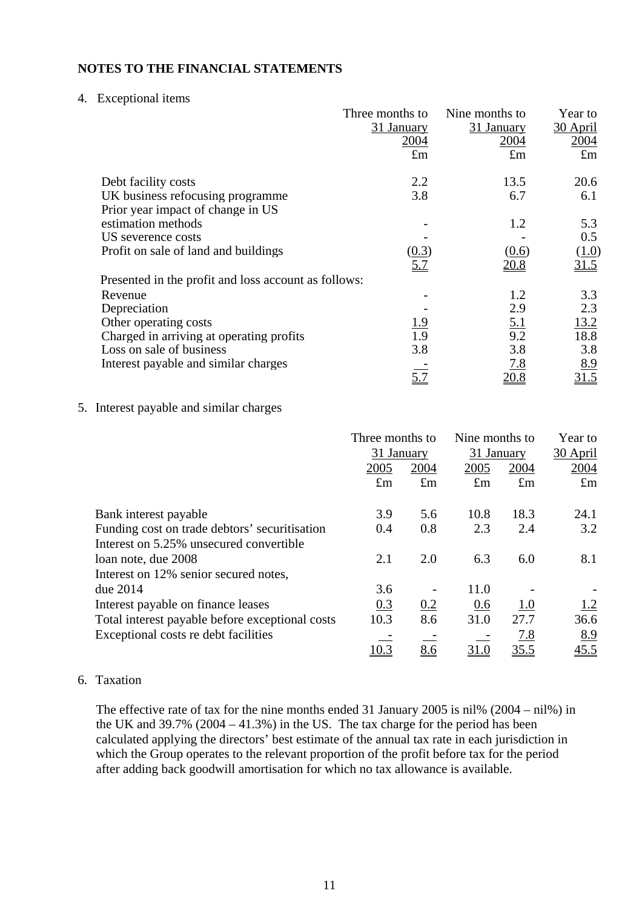## NOTES TO THE FINANCIAL STATEMENTS

4. Exceptional items

| | Three months to 31 January 2004 £m | Nine months to 31 January 2004 £m | Year to 30 April 2004 £m |
|---|---|---|---|
| Debt facility costs | 2.2 | 13.5 | 20.6 |
| UK business refocusing programme | 3.8 | 6.7 | 6.1 |
| Prior year impact of change in US estimation methods | - | 1.2 | 5.3 |
| US severence costs | - | - | 0.5 |
| Profit on sale of land and buildings | (0.3) | (0.6) | (1.0) |
| | 5.7 | 20.8 | 31.5 |
| Presented in the profit and loss account as follows: | | | |
| Revenue | - | 1.2 | 3.3 |
| Depreciation | - | 2.9 | 2.3 |
| Other operating costs | 1.9 | 5.1 | 13.2 |
| Charged in arriving at operating profits | 1.9 | 9.2 | 18.8 |
| Loss on sale of business | 3.8 | 3.8 | 3.8 |
| Interest payable and similar charges | - | 7.8 | 8.9 |
| | 5.7 | 20.8 | 31.5 |

5. Interest payable and similar charges

| | Three months to 31 January | | Nine months to 31 January | | Year to 30 April |
|---|---|---|---|---|---|
| | 2005 | 2004 | 2005 | 2004 | 2004 |
| | £m | £m | £m | £m | £m |
| Bank interest payable | 3.9 | 5.6 | 10.8 | 18.3 | 24.1 |
| Funding cost on trade debtors' securitisation | 0.4 | 0.8 | 2.3 | 2.4 | 3.2 |
| Interest on 5.25% unsecured convertible loan note, due 2008 | 2.1 | 2.0 | 6.3 | 6.0 | 8.1 |
| Interest on 12% senior secured notes, due 2014 | 3.6 | - | 11.0 | - | - |
| Interest payable on finance leases | 0.3 | 0.2 | 0.6 | 1.0 | 1.2 |
| Total interest payable before exceptional costs | 10.3 | 8.6 | 31.0 | 27.7 | 36.6 |
| Exceptional costs re debt facilities | - | - | - | 7.8 | 8.9 |
| | 10.3 | 8.6 | 31.0 | 35.5 | 45.5 |

6. Taxation

The effective rate of tax for the nine months ended 31 January 2005 is nil% (2004 – nil%) in the UK and 39.7% (2004 – 41.3%) in the US. The tax charge for the period has been calculated applying the directors' best estimate of the annual tax rate in each jurisdiction in which the Group operates to the relevant proportion of the profit before tax for the period after adding back goodwill amortisation for which no tax allowance is available.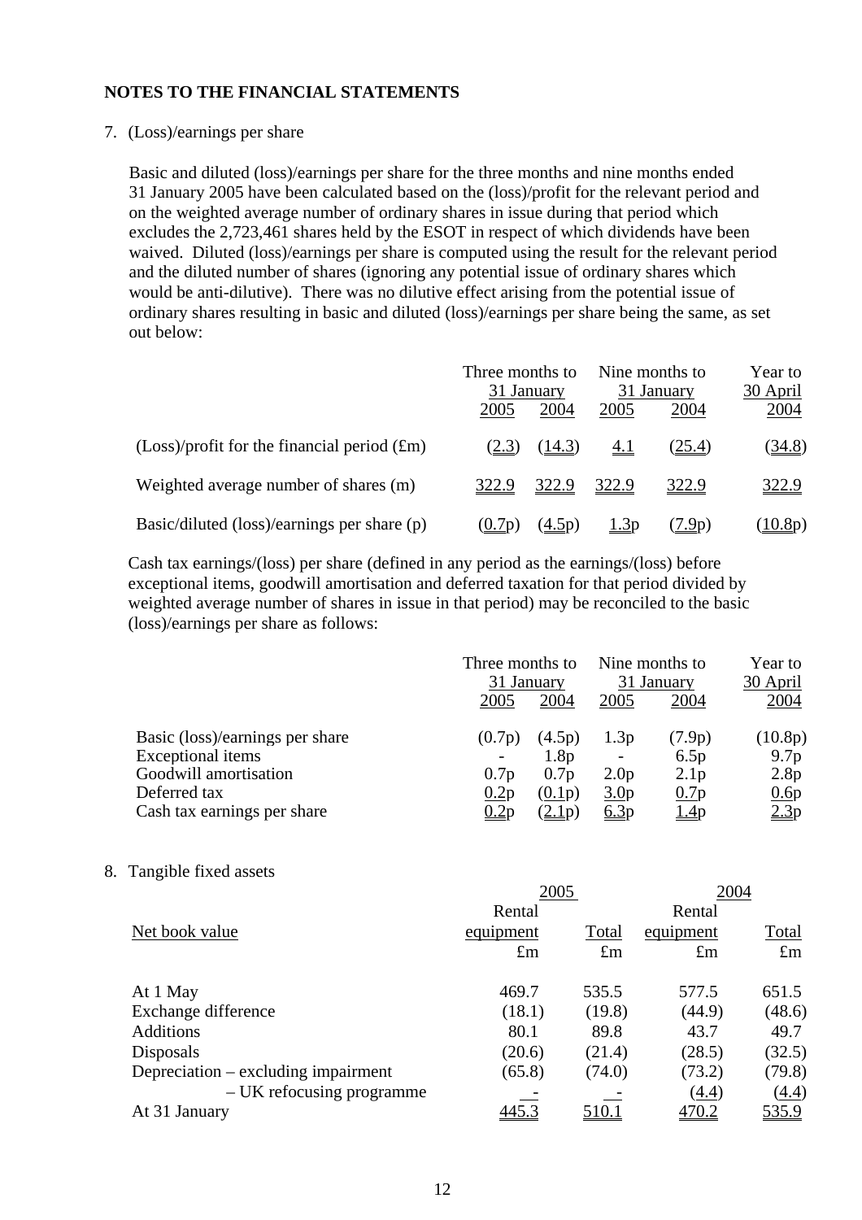## NOTES TO THE FINANCIAL STATEMENTS

7. (Loss)/earnings per share

Basic and diluted (loss)/earnings per share for the three months and nine months ended 31 January 2005 have been calculated based on the (loss)/profit for the relevant period and on the weighted average number of ordinary shares in issue during that period which excludes the 2,723,461 shares held by the ESOT in respect of which dividends have been waived. Diluted (loss)/earnings per share is computed using the result for the relevant period and the diluted number of shares (ignoring any potential issue of ordinary shares which would be anti-dilutive). There was no dilutive effect arising from the potential issue of ordinary shares resulting in basic and diluted (loss)/earnings per share being the same, as set out below:

| | Three months to 31 January | | Nine months to 31 January | | Year to 30 April |
|---|---|---|---|---|---|
| | 2005 | 2004 | 2005 | 2004 | 2004 |
| (Loss)/profit for the financial period (£m) | (2.3) | (14.3) | 4.1 | (25.4) | (34.8) |
| Weighted average number of shares (m) | 322.9 | 322.9 | 322.9 | 322.9 | 322.9 |
| Basic/diluted (loss)/earnings per share (p) | (0.7p) | (4.5p) | 1.3p | (7.9p) | (10.8p) |

Cash tax earnings/(loss) per share (defined in any period as the earnings/(loss) before exceptional items, goodwill amortisation and deferred taxation for that period divided by weighted average number of shares in issue in that period) may be reconciled to the basic (loss)/earnings per share as follows:

| | Three months to 31 January | | Nine months to 31 January | | Year to 30 April |
|---|---|---|---|---|---|
| | 2005 | 2004 | 2005 | 2004 | 2004 |
| Basic (loss)/earnings per share | (0.7p) | (4.5p) | 1.3p | (7.9p) | (10.8p) |
| Exceptional items | - | 1.8p | - | 6.5p | 9.7p |
| Goodwill amortisation | 0.7p | 0.7p | 2.0p | 2.1p | 2.8p |
| Deferred tax | 0.2p | (0.1p) | 3.0p | 0.7p | 0.6p |
| Cash tax earnings per share | 0.2p | (2.1p) | 6.3p | 1.4p | 2.3p |

8. Tangible fixed assets

| | 2005 | | 2004 | |
|---|---|---|---|---|
| Net book value | Rental equipment | Total | Rental equipment | Total |
| | £m | £m | £m | £m |
| At 1 May | 469.7 | 535.5 | 577.5 | 651.5 |
| Exchange difference | (18.1) | (19.8) | (44.9) | (48.6) |
| Additions | 80.1 | 89.8 | 43.7 | 49.7 |
| Disposals | (20.6) | (21.4) | (28.5) | (32.5) |
| Depreciation – excluding impairment | (65.8) | (74.0) | (73.2) | (79.8) |
| – UK refocusing programme | - | - | (4.4) | (4.4) |
| At 31 January | 445.3 | 510.1 | 470.2 | 535.9 |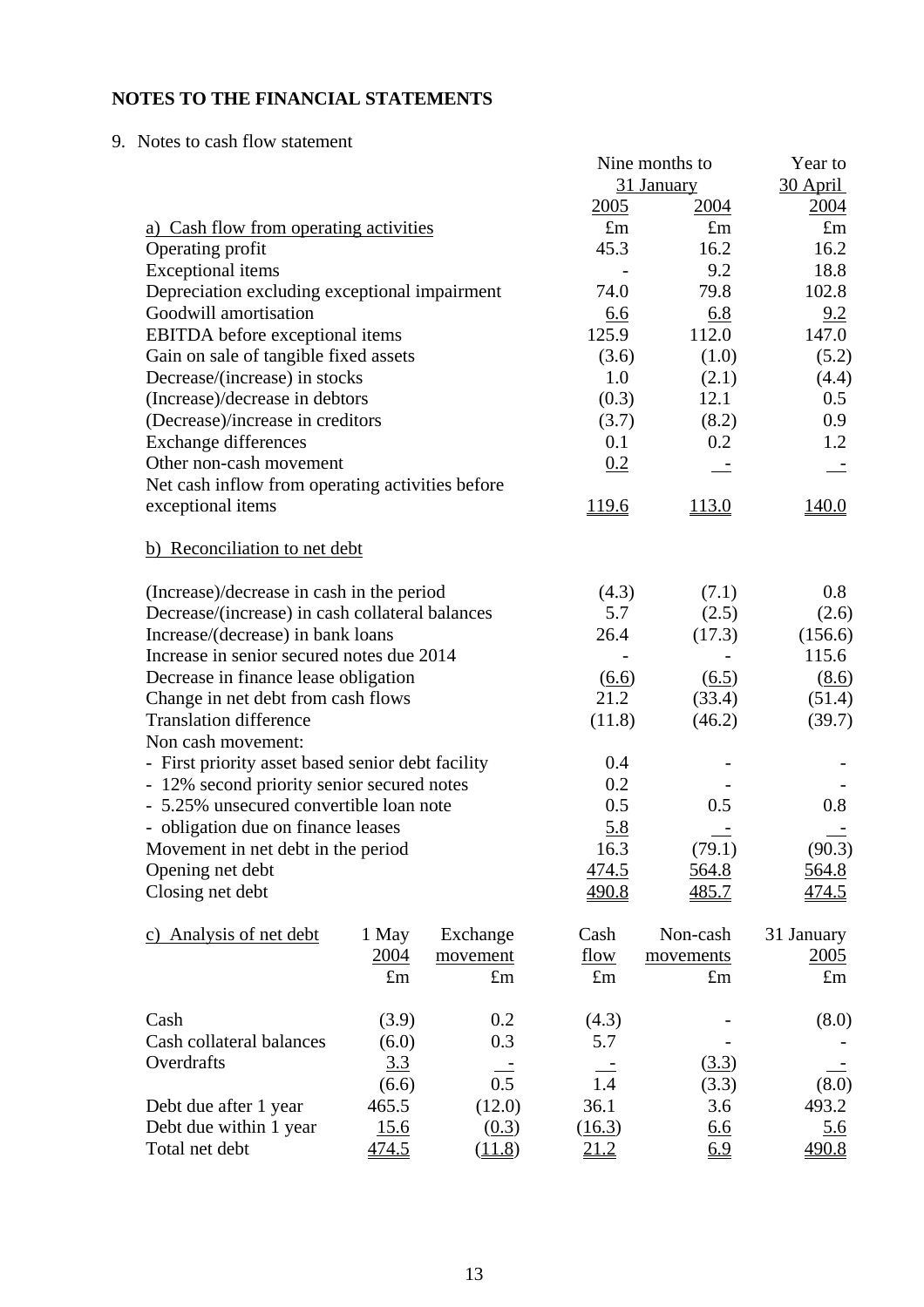# NOTES TO THE FINANCIAL STATEMENTS

9. Notes to cash flow statement

| | Nine months to 31 January 2005 | Nine months to 31 January 2004 | Year to 30 April 2004 |
|---|---|---|---|
| **a) Cash flow from operating activities** | £m | £m | £m |
| Operating profit | 45.3 | 16.2 | 16.2 |
| Exceptional items | - | 9.2 | 18.8 |
| Depreciation excluding exceptional impairment | 74.0 | 79.8 | 102.8 |
| Goodwill amortisation | 6.6 | 6.8 | 9.2 |
| EBITDA before exceptional items | 125.9 | 112.0 | 147.0 |
| Gain on sale of tangible fixed assets | (3.6) | (1.0) | (5.2) |
| Decrease/(increase) in stocks | 1.0 | (2.1) | (4.4) |
| (Increase)/decrease in debtors | (0.3) | 12.1 | 0.5 |
| (Decrease)/increase in creditors | (3.7) | (8.2) | 0.9 |
| Exchange differences | 0.1 | 0.2 | 1.2 |
| Other non-cash movement | 0.2 | - | - |
| Net cash inflow from operating activities before exceptional items | 119.6 | 113.0 | 140.0 |

| | Nine months to 31 January 2005 | Nine months to 31 January 2004 | Year to 30 April 2004 |
|---|---|---|---|
| **b) Reconciliation to net debt** | £m | £m | £m |
| (Increase)/decrease in cash in the period | (4.3) | (7.1) | 0.8 |
| Decrease/(increase) in cash collateral balances | 5.7 | (2.5) | (2.6) |
| Increase/(decrease) in bank loans | 26.4 | (17.3) | (156.6) |
| Increase in senior secured notes due 2014 | - | - | 115.6 |
| Decrease in finance lease obligation | (6.6) | (6.5) | (8.6) |
| Change in net debt from cash flows | 21.2 | (33.4) | (51.4) |
| Translation difference | (11.8) | (46.2) | (39.7) |
| Non cash movement: | | | |
| - First priority asset based senior debt facility | 0.4 | - | - |
| - 12% second priority senior secured notes | 0.2 | - | - |
| - 5.25% unsecured convertible loan note | 0.5 | 0.5 | 0.8 |
| - obligation due on finance leases | 5.8 | - | - |
| Movement in net debt in the period | 16.3 | (79.1) | (90.3) |
| Opening net debt | 474.5 | 564.8 | 564.8 |
| Closing net debt | 490.8 | 485.7 | 474.5 |

| c) Analysis of net debt | 1 May 2004 | Exchange movement | Cash flow | Non-cash movements | 31 January 2005 |
|---|---|---|---|---|---|
| | £m | £m | £m | £m | £m |
| Cash | (3.9) | 0.2 | (4.3) | - | (8.0) |
| Cash collateral balances | (6.0) | 0.3 | 5.7 | - | - |
| Overdrafts | 3.3 | - | - | (3.3) | - |
| | (6.6) | 0.5 | 1.4 | (3.3) | (8.0) |
| Debt due after 1 year | 465.5 | (12.0) | 36.1 | 3.6 | 493.2 |
| Debt due within 1 year | 15.6 | (0.3) | (16.3) | 6.6 | 5.6 |
| Total net debt | 474.5 | (11.8) | 21.2 | 6.9 | 490.8 |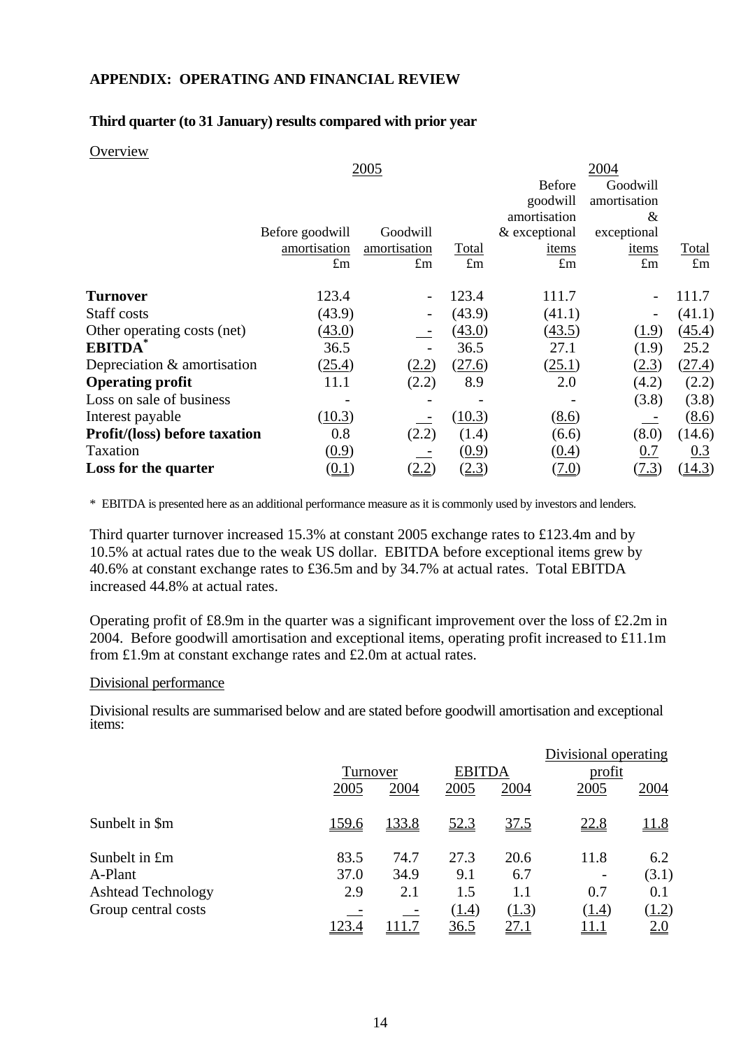## APPENDIX: OPERATING AND FINANCIAL REVIEW

### Third quarter (to 31 January) results compared with prior year

Overview

| | 2005 | | | 2004 | | |
|---|---|---|---|---|---|---|
| | Before goodwill amortisation | Goodwill amortisation | Total | Before goodwill amortisation & exceptional items | Goodwill amortisation & exceptional items | Total |
| | £m | £m | £m | £m | £m | £m |
| **Turnover** | 123.4 | - | 123.4 | 111.7 | - | 111.7 |
| Staff costs | (43.9) | - | (43.9) | (41.1) | - | (41.1) |
| Other operating costs (net) | (43.0) | - | (43.0) | (43.5) | (1.9) | (45.4) |
| **EBITDA*** | 36.5 | - | 36.5 | 27.1 | (1.9) | 25.2 |
| Depreciation & amortisation | (25.4) | (2.2) | (27.6) | (25.1) | (2.3) | (27.4) |
| **Operating profit** | 11.1 | (2.2) | 8.9 | 2.0 | (4.2) | (2.2) |
| Loss on sale of business | - | - | - | - | (3.8) | (3.8) |
| Interest payable | (10.3) | - | (10.3) | (8.6) | - | (8.6) |
| **Profit/(loss) before taxation** | 0.8 | (2.2) | (1.4) | (6.6) | (8.0) | (14.6) |
| Taxation | (0.9) | - | (0.9) | (0.4) | 0.7 | 0.3 |
| **Loss for the quarter** | (0.1) | (2.2) | (2.3) | (7.0) | (7.3) | (14.3) |

\* EBITDA is presented here as an additional performance measure as it is commonly used by investors and lenders.

Third quarter turnover increased 15.3% at constant 2005 exchange rates to £123.4m and by 10.5% at actual rates due to the weak US dollar. EBITDA before exceptional items grew by 40.6% at constant exchange rates to £36.5m and by 34.7% at actual rates. Total EBITDA increased 44.8% at actual rates.

Operating profit of £8.9m in the quarter was a significant improvement over the loss of £2.2m in 2004. Before goodwill amortisation and exceptional items, operating profit increased to £11.1m from £1.9m at constant exchange rates and £2.0m at actual rates.

Divisional performance

Divisional results are summarised below and are stated before goodwill amortisation and exceptional items:

| | Turnover | | EBITDA | | Divisional operating profit | |
|---|---|---|---|---|---|---|
| | 2005 | 2004 | 2005 | 2004 | 2005 | 2004 |
| Sunbelt in $m | 159.6 | 133.8 | 52.3 | 37.5 | 22.8 | 11.8 |
| Sunbelt in £m | 83.5 | 74.7 | 27.3 | 20.6 | 11.8 | 6.2 |
| A-Plant | 37.0 | 34.9 | 9.1 | 6.7 | - | (3.1) |
| Ashtead Technology | 2.9 | 2.1 | 1.5 | 1.1 | 0.7 | 0.1 |
| Group central costs | - | - | (1.4) | (1.3) | (1.4) | (1.2) |
| | 123.4 | 111.7 | 36.5 | 27.1 | 11.1 | 2.0 |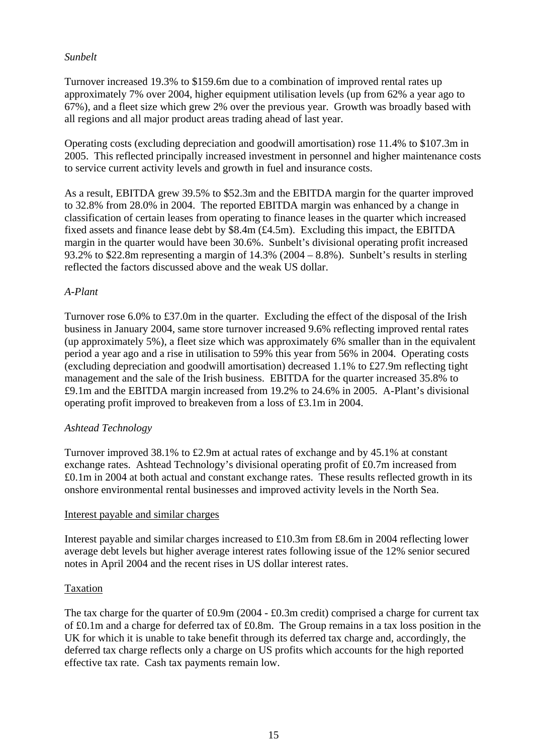*Sunbelt*

Turnover increased 19.3% to $159.6m due to a combination of improved rental rates up approximately 7% over 2004, higher equipment utilisation levels (up from 62% a year ago to 67%), and a fleet size which grew 2% over the previous year. Growth was broadly based with all regions and all major product areas trading ahead of last year.

Operating costs (excluding depreciation and goodwill amortisation) rose 11.4% to $107.3m in 2005. This reflected principally increased investment in personnel and higher maintenance costs to service current activity levels and growth in fuel and insurance costs.

As a result, EBITDA grew 39.5% to $52.3m and the EBITDA margin for the quarter improved to 32.8% from 28.0% in 2004. The reported EBITDA margin was enhanced by a change in classification of certain leases from operating to finance leases in the quarter which increased fixed assets and finance lease debt by $8.4m (£4.5m). Excluding this impact, the EBITDA margin in the quarter would have been 30.6%. Sunbelt's divisional operating profit increased 93.2% to $22.8m representing a margin of 14.3% (2004 – 8.8%). Sunbelt's results in sterling reflected the factors discussed above and the weak US dollar.

*A-Plant*

Turnover rose 6.0% to £37.0m in the quarter. Excluding the effect of the disposal of the Irish business in January 2004, same store turnover increased 9.6% reflecting improved rental rates (up approximately 5%), a fleet size which was approximately 6% smaller than in the equivalent period a year ago and a rise in utilisation to 59% this year from 56% in 2004. Operating costs (excluding depreciation and goodwill amortisation) decreased 1.1% to £27.9m reflecting tight management and the sale of the Irish business. EBITDA for the quarter increased 35.8% to £9.1m and the EBITDA margin increased from 19.2% to 24.6% in 2005. A-Plant's divisional operating profit improved to breakeven from a loss of £3.1m in 2004.

*Ashtead Technology*

Turnover improved 38.1% to £2.9m at actual rates of exchange and by 45.1% at constant exchange rates. Ashtead Technology's divisional operating profit of £0.7m increased from £0.1m in 2004 at both actual and constant exchange rates. These results reflected growth in its onshore environmental rental businesses and improved activity levels in the North Sea.

<u>Interest payable and similar charges</u>

Interest payable and similar charges increased to £10.3m from £8.6m in 2004 reflecting lower average debt levels but higher average interest rates following issue of the 12% senior secured notes in April 2004 and the recent rises in US dollar interest rates.

<u>Taxation</u>

The tax charge for the quarter of £0.9m (2004 - £0.3m credit) comprised a charge for current tax of £0.1m and a charge for deferred tax of £0.8m. The Group remains in a tax loss position in the UK for which it is unable to take benefit through its deferred tax charge and, accordingly, the deferred tax charge reflects only a charge on US profits which accounts for the high reported effective tax rate. Cash tax payments remain low.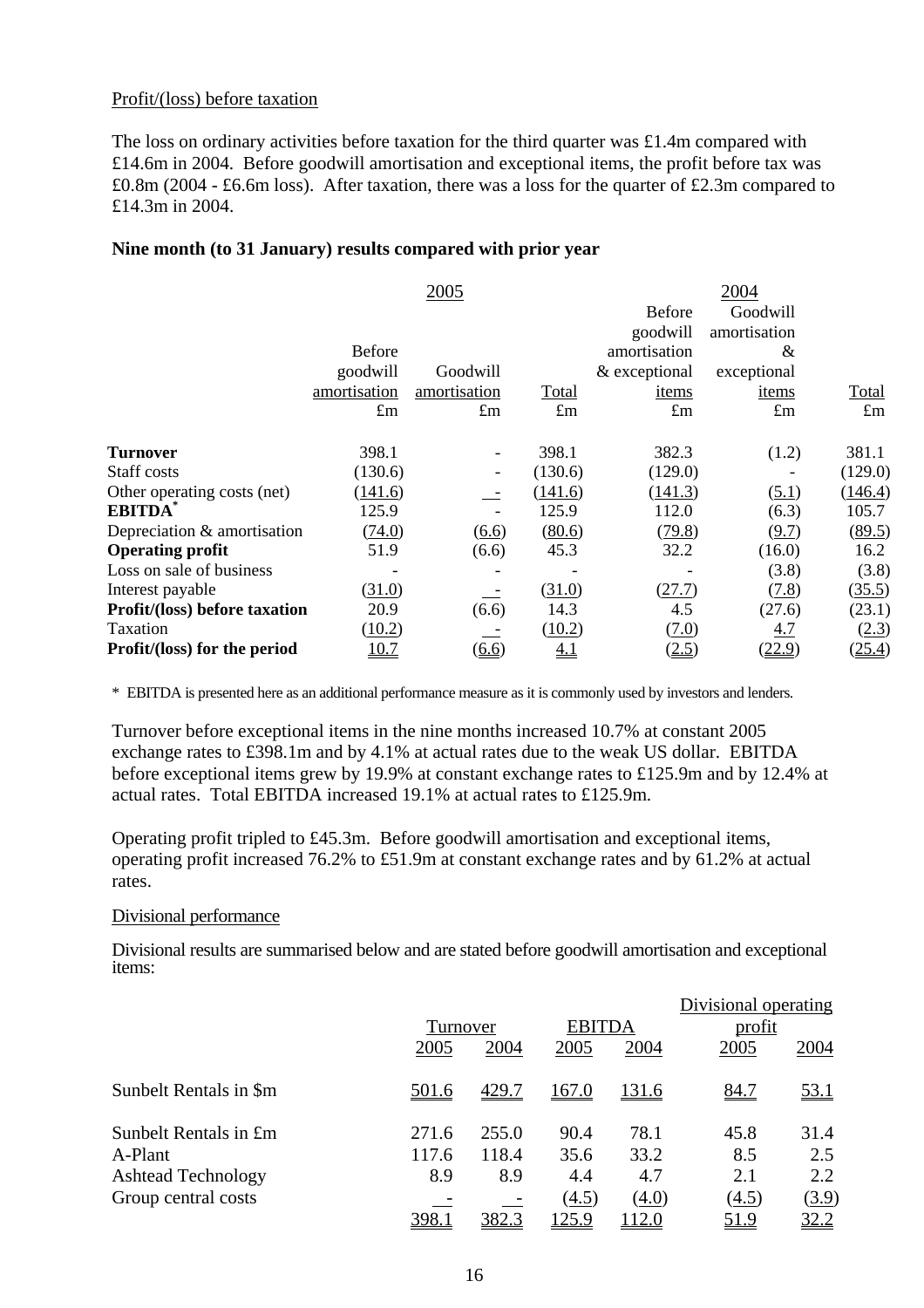Profit/(loss) before taxation

The loss on ordinary activities before taxation for the third quarter was £1.4m compared with £14.6m in 2004. Before goodwill amortisation and exceptional items, the profit before tax was £0.8m (2004 - £6.6m loss). After taxation, there was a loss for the quarter of £2.3m compared to £14.3m in 2004.

**Nine month (to 31 January) results compared with prior year**

| | 2005 | | | 2004 | | |
|---|---|---|---|---|---|---|
| | Before goodwill amortisation | Goodwill amortisation | Total | Before goodwill amortisation & exceptional items | Goodwill amortisation & exceptional items | Total |
| | £m | £m | £m | £m | £m | £m |
| **Turnover** | 398.1 | - | 398.1 | 382.3 | (1.2) | 381.1 |
| Staff costs | (130.6) | - | (130.6) | (129.0) | - | (129.0) |
| Other operating costs (net) | (141.6) | - | (141.6) | (141.3) | (5.1) | (146.4) |
| **EBITDA*** | 125.9 | - | 125.9 | 112.0 | (6.3) | 105.7 |
| Depreciation & amortisation | (74.0) | (6.6) | (80.6) | (79.8) | (9.7) | (89.5) |
| **Operating profit** | 51.9 | (6.6) | 45.3 | 32.2 | (16.0) | 16.2 |
| Loss on sale of business | - | - | - | - | (3.8) | (3.8) |
| Interest payable | (31.0) | - | (31.0) | (27.7) | (7.8) | (35.5) |
| **Profit/(loss) before taxation** | 20.9 | (6.6) | 14.3 | 4.5 | (27.6) | (23.1) |
| Taxation | (10.2) | - | (10.2) | (7.0) | 4.7 | (2.3) |
| **Profit/(loss) for the period** | 10.7 | (6.6) | 4.1 | (2.5) | (22.9) | (25.4) |

\* EBITDA is presented here as an additional performance measure as it is commonly used by investors and lenders.

Turnover before exceptional items in the nine months increased 10.7% at constant 2005 exchange rates to £398.1m and by 4.1% at actual rates due to the weak US dollar. EBITDA before exceptional items grew by 19.9% at constant exchange rates to £125.9m and by 12.4% at actual rates. Total EBITDA increased 19.1% at actual rates to £125.9m.

Operating profit tripled to £45.3m. Before goodwill amortisation and exceptional items, operating profit increased 76.2% to £51.9m at constant exchange rates and by 61.2% at actual rates.

Divisional performance

Divisional results are summarised below and are stated before goodwill amortisation and exceptional items:

| | Turnover | | EBITDA | | Divisional operating profit | |
|---|---|---|---|---|---|---|
| | 2005 | 2004 | 2005 | 2004 | 2005 | 2004 |
| Sunbelt Rentals in $m | 501.6 | 429.7 | 167.0 | 131.6 | 84.7 | 53.1 |
| Sunbelt Rentals in £m | 271.6 | 255.0 | 90.4 | 78.1 | 45.8 | 31.4 |
| A-Plant | 117.6 | 118.4 | 35.6 | 33.2 | 8.5 | 2.5 |
| Ashtead Technology | 8.9 | 8.9 | 4.4 | 4.7 | 2.1 | 2.2 |
| Group central costs | - | - | (4.5) | (4.0) | (4.5) | (3.9) |
| | 398.1 | 382.3 | 125.9 | 112.0 | 51.9 | 32.2 |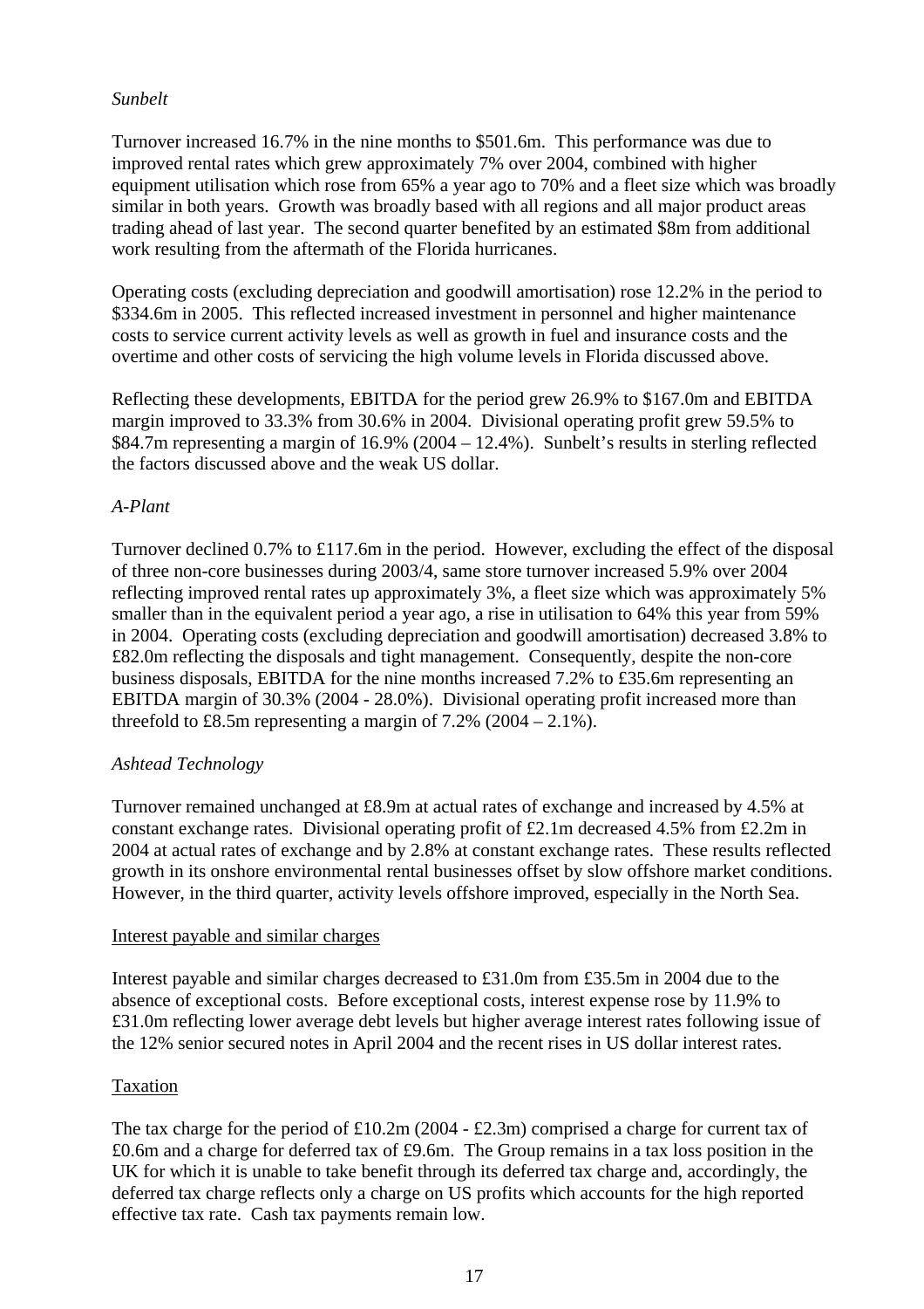*Sunbelt*

Turnover increased 16.7% in the nine months to \$501.6m. This performance was due to improved rental rates which grew approximately 7% over 2004, combined with higher equipment utilisation which rose from 65% a year ago to 70% and a fleet size which was broadly similar in both years. Growth was broadly based with all regions and all major product areas trading ahead of last year. The second quarter benefited by an estimated \$8m from additional work resulting from the aftermath of the Florida hurricanes.

Operating costs (excluding depreciation and goodwill amortisation) rose 12.2% in the period to \$334.6m in 2005. This reflected increased investment in personnel and higher maintenance costs to service current activity levels as well as growth in fuel and insurance costs and the overtime and other costs of servicing the high volume levels in Florida discussed above.

Reflecting these developments, EBITDA for the period grew 26.9% to \$167.0m and EBITDA margin improved to 33.3% from 30.6% in 2004. Divisional operating profit grew 59.5% to \$84.7m representing a margin of 16.9% (2004 – 12.4%). Sunbelt's results in sterling reflected the factors discussed above and the weak US dollar.

*A-Plant*

Turnover declined 0.7% to £117.6m in the period. However, excluding the effect of the disposal of three non-core businesses during 2003/4, same store turnover increased 5.9% over 2004 reflecting improved rental rates up approximately 3%, a fleet size which was approximately 5% smaller than in the equivalent period a year ago, a rise in utilisation to 64% this year from 59% in 2004. Operating costs (excluding depreciation and goodwill amortisation) decreased 3.8% to £82.0m reflecting the disposals and tight management. Consequently, despite the non-core business disposals, EBITDA for the nine months increased 7.2% to £35.6m representing an EBITDA margin of 30.3% (2004 - 28.0%). Divisional operating profit increased more than threefold to £8.5m representing a margin of 7.2% (2004 – 2.1%).

*Ashtead Technology*

Turnover remained unchanged at £8.9m at actual rates of exchange and increased by 4.5% at constant exchange rates. Divisional operating profit of £2.1m decreased 4.5% from £2.2m in 2004 at actual rates of exchange and by 2.8% at constant exchange rates. These results reflected growth in its onshore environmental rental businesses offset by slow offshore market conditions. However, in the third quarter, activity levels offshore improved, especially in the North Sea.

Interest payable and similar charges

Interest payable and similar charges decreased to £31.0m from £35.5m in 2004 due to the absence of exceptional costs. Before exceptional costs, interest expense rose by 11.9% to £31.0m reflecting lower average debt levels but higher average interest rates following issue of the 12% senior secured notes in April 2004 and the recent rises in US dollar interest rates.

Taxation

The tax charge for the period of £10.2m (2004 - £2.3m) comprised a charge for current tax of £0.6m and a charge for deferred tax of £9.6m. The Group remains in a tax loss position in the UK for which it is unable to take benefit through its deferred tax charge and, accordingly, the deferred tax charge reflects only a charge on US profits which accounts for the high reported effective tax rate. Cash tax payments remain low.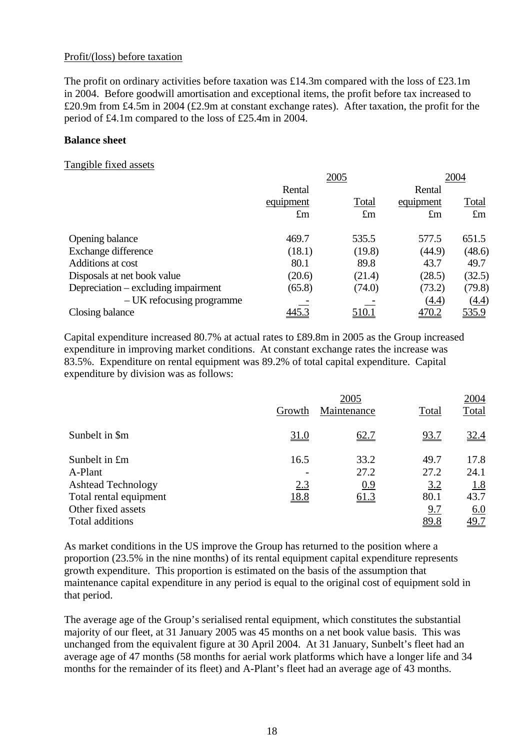Profit/(loss) before taxation

The profit on ordinary activities before taxation was £14.3m compared with the loss of £23.1m in 2004. Before goodwill amortisation and exceptional items, the profit before tax increased to £20.9m from £4.5m in 2004 (£2.9m at constant exchange rates). After taxation, the profit for the period of £4.1m compared to the loss of £25.4m in 2004.

**Balance sheet**

Tangible fixed assets

| | 2005 | | 2004 | |
|---|---|---|---|---|
| | Rental equipment | Total | Rental equipment | Total |
| | £m | £m | £m | £m |
| Opening balance | 469.7 | 535.5 | 577.5 | 651.5 |
| Exchange difference | (18.1) | (19.8) | (44.9) | (48.6) |
| Additions at cost | 80.1 | 89.8 | 43.7 | 49.7 |
| Disposals at net book value | (20.6) | (21.4) | (28.5) | (32.5) |
| Depreciation – excluding impairment | (65.8) | (74.0) | (73.2) | (79.8) |
| – UK refocusing programme | - | - | (4.4) | (4.4) |
| Closing balance | 445.3 | 510.1 | 470.2 | 535.9 |

Capital expenditure increased 80.7% at actual rates to £89.8m in 2005 as the Group increased expenditure in improving market conditions. At constant exchange rates the increase was 83.5%. Expenditure on rental equipment was 89.2% of total capital expenditure. Capital expenditure by division was as follows:

| | 2005 | | | 2004 |
|---|---|---|---|---|
| | Growth | Maintenance | Total | Total |
| Sunbelt in $m | 31.0 | 62.7 | 93.7 | 32.4 |
| Sunbelt in £m | 16.5 | 33.2 | 49.7 | 17.8 |
| A-Plant | - | 27.2 | 27.2 | 24.1 |
| Ashtead Technology | 2.3 | 0.9 | 3.2 | 1.8 |
| Total rental equipment | 18.8 | 61.3 | 80.1 | 43.7 |
| Other fixed assets | | | 9.7 | 6.0 |
| Total additions | | | 89.8 | 49.7 |

As market conditions in the US improve the Group has returned to the position where a proportion (23.5% in the nine months) of its rental equipment capital expenditure represents growth expenditure. This proportion is estimated on the basis of the assumption that maintenance capital expenditure in any period is equal to the original cost of equipment sold in that period.

The average age of the Group's serialised rental equipment, which constitutes the substantial majority of our fleet, at 31 January 2005 was 45 months on a net book value basis. This was unchanged from the equivalent figure at 30 April 2004. At 31 January, Sunbelt's fleet had an average age of 47 months (58 months for aerial work platforms which have a longer life and 34 months for the remainder of its fleet) and A-Plant's fleet had an average age of 43 months.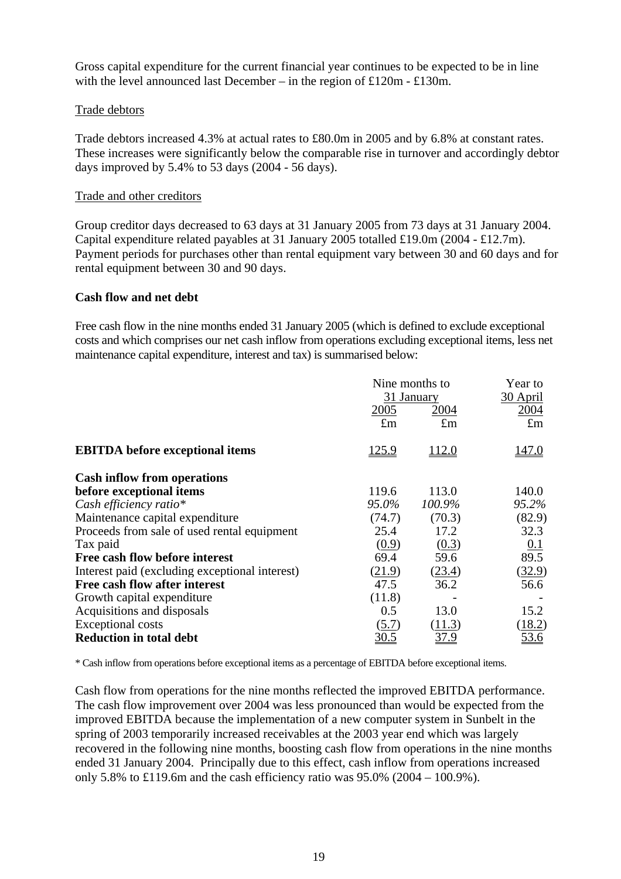Gross capital expenditure for the current financial year continues to be expected to be in line with the level announced last December – in the region of £120m - £130m.

Trade debtors

Trade debtors increased 4.3% at actual rates to £80.0m in 2005 and by 6.8% at constant rates. These increases were significantly below the comparable rise in turnover and accordingly debtor days improved by 5.4% to 53 days (2004 - 56 days).

Trade and other creditors

Group creditor days decreased to 63 days at 31 January 2005 from 73 days at 31 January 2004. Capital expenditure related payables at 31 January 2005 totalled £19.0m (2004 - £12.7m). Payment periods for purchases other than rental equipment vary between 30 and 60 days and for rental equipment between 30 and 90 days.

**Cash flow and net debt**

Free cash flow in the nine months ended 31 January 2005 (which is defined to exclude exceptional costs and which comprises our net cash inflow from operations excluding exceptional items, less net maintenance capital expenditure, interest and tax) is summarised below:

| | Nine months to 31 January | | Year to 30 April |
|---|---|---|---|
| | 2005 | 2004 | 2004 |
| | £m | £m | £m |
| **EBITDA before exceptional items** | 125.9 | 112.0 | 147.0 |
| **Cash inflow from operations before exceptional items** | 119.6 | 113.0 | 140.0 |
| *Cash efficiency ratio** | *95.0%* | *100.9%* | *95.2%* |
| Maintenance capital expenditure | (74.7) | (70.3) | (82.9) |
| Proceeds from sale of used rental equipment | 25.4 | 17.2 | 32.3 |
| Tax paid | (0.9) | (0.3) | 0.1 |
| **Free cash flow before interest** | 69.4 | 59.6 | 89.5 |
| Interest paid (excluding exceptional interest) | (21.9) | (23.4) | (32.9) |
| **Free cash flow after interest** | 47.5 | 36.2 | 56.6 |
| Growth capital expenditure | (11.8) | - | - |
| Acquisitions and disposals | 0.5 | 13.0 | 15.2 |
| Exceptional costs | (5.7) | (11.3) | (18.2) |
| **Reduction in total debt** | 30.5 | 37.9 | 53.6 |

\* Cash inflow from operations before exceptional items as a percentage of EBITDA before exceptional items.

Cash flow from operations for the nine months reflected the improved EBITDA performance. The cash flow improvement over 2004 was less pronounced than would be expected from the improved EBITDA because the implementation of a new computer system in Sunbelt in the spring of 2003 temporarily increased receivables at the 2003 year end which was largely recovered in the following nine months, boosting cash flow from operations in the nine months ended 31 January 2004. Principally due to this effect, cash inflow from operations increased only 5.8% to £119.6m and the cash efficiency ratio was 95.0% (2004 – 100.9%).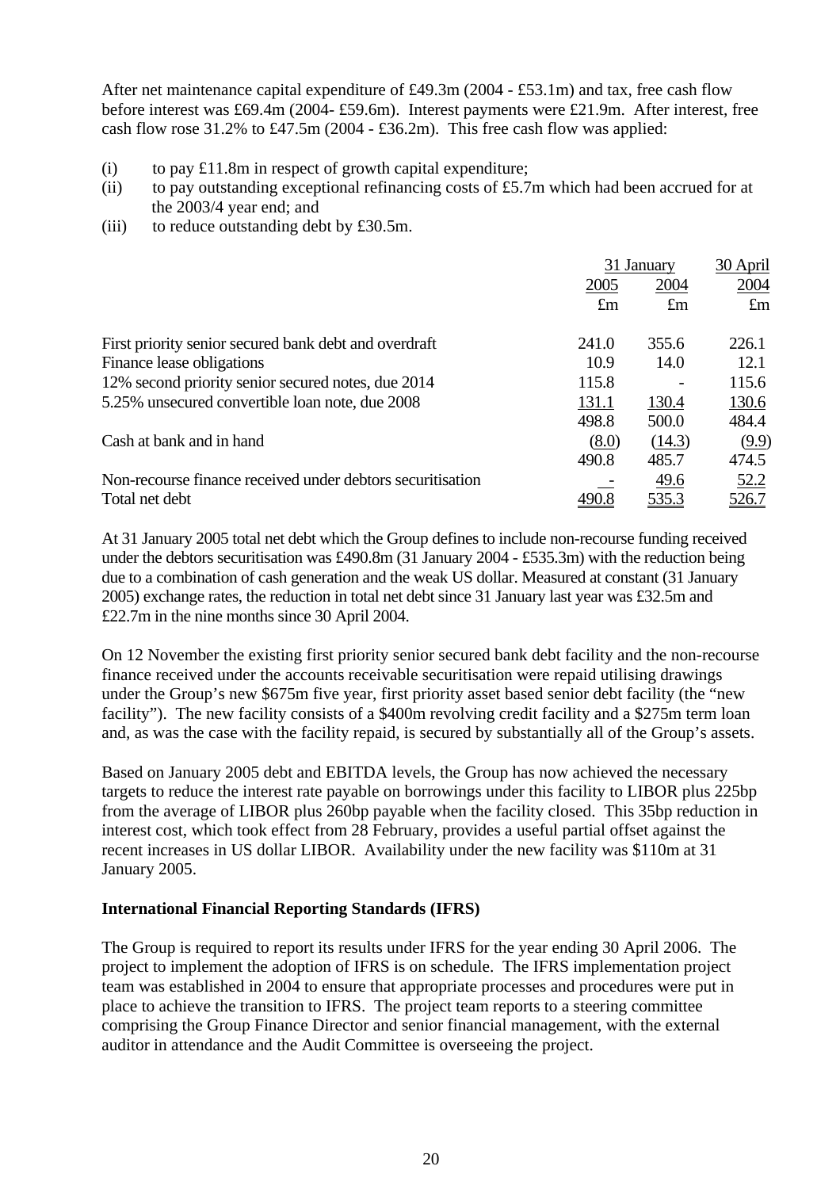After net maintenance capital expenditure of £49.3m (2004 - £53.1m) and tax, free cash flow before interest was £69.4m (2004- £59.6m). Interest payments were £21.9m. After interest, free cash flow rose 31.2% to £47.5m (2004 - £36.2m). This free cash flow was applied:

(i) to pay £11.8m in respect of growth capital expenditure;
(ii) to pay outstanding exceptional refinancing costs of £5.7m which had been accrued for at the 2003/4 year end; and
(iii) to reduce outstanding debt by £30.5m.

| | 31 January | | 30 April |
|---|---|---|---|
| | 2005 | 2004 | 2004 |
| | £m | £m | £m |
| First priority senior secured bank debt and overdraft | 241.0 | 355.6 | 226.1 |
| Finance lease obligations | 10.9 | 14.0 | 12.1 |
| 12% second priority senior secured notes, due 2014 | 115.8 | - | 115.6 |
| 5.25% unsecured convertible loan note, due 2008 | 131.1 | 130.4 | 130.6 |
| | 498.8 | 500.0 | 484.4 |
| Cash at bank and in hand | (8.0) | (14.3) | (9.9) |
| | 490.8 | 485.7 | 474.5 |
| Non-recourse finance received under debtors securitisation | - | 49.6 | 52.2 |
| Total net debt | 490.8 | 535.3 | 526.7 |

At 31 January 2005 total net debt which the Group defines to include non-recourse funding received under the debtors securitisation was £490.8m (31 January 2004 - £535.3m) with the reduction being due to a combination of cash generation and the weak US dollar. Measured at constant (31 January 2005) exchange rates, the reduction in total net debt since 31 January last year was £32.5m and £22.7m in the nine months since 30 April 2004.

On 12 November the existing first priority senior secured bank debt facility and the non-recourse finance received under the accounts receivable securitisation were repaid utilising drawings under the Group's new $675m five year, first priority asset based senior debt facility (the "new facility"). The new facility consists of a $400m revolving credit facility and a $275m term loan and, as was the case with the facility repaid, is secured by substantially all of the Group's assets.

Based on January 2005 debt and EBITDA levels, the Group has now achieved the necessary targets to reduce the interest rate payable on borrowings under this facility to LIBOR plus 225bp from the average of LIBOR plus 260bp payable when the facility closed. This 35bp reduction in interest cost, which took effect from 28 February, provides a useful partial offset against the recent increases in US dollar LIBOR. Availability under the new facility was $110m at 31 January 2005.

**International Financial Reporting Standards (IFRS)**

The Group is required to report its results under IFRS for the year ending 30 April 2006. The project to implement the adoption of IFRS is on schedule. The IFRS implementation project team was established in 2004 to ensure that appropriate processes and procedures were put in place to achieve the transition to IFRS. The project team reports to a steering committee comprising the Group Finance Director and senior financial management, with the external auditor in attendance and the Audit Committee is overseeing the project.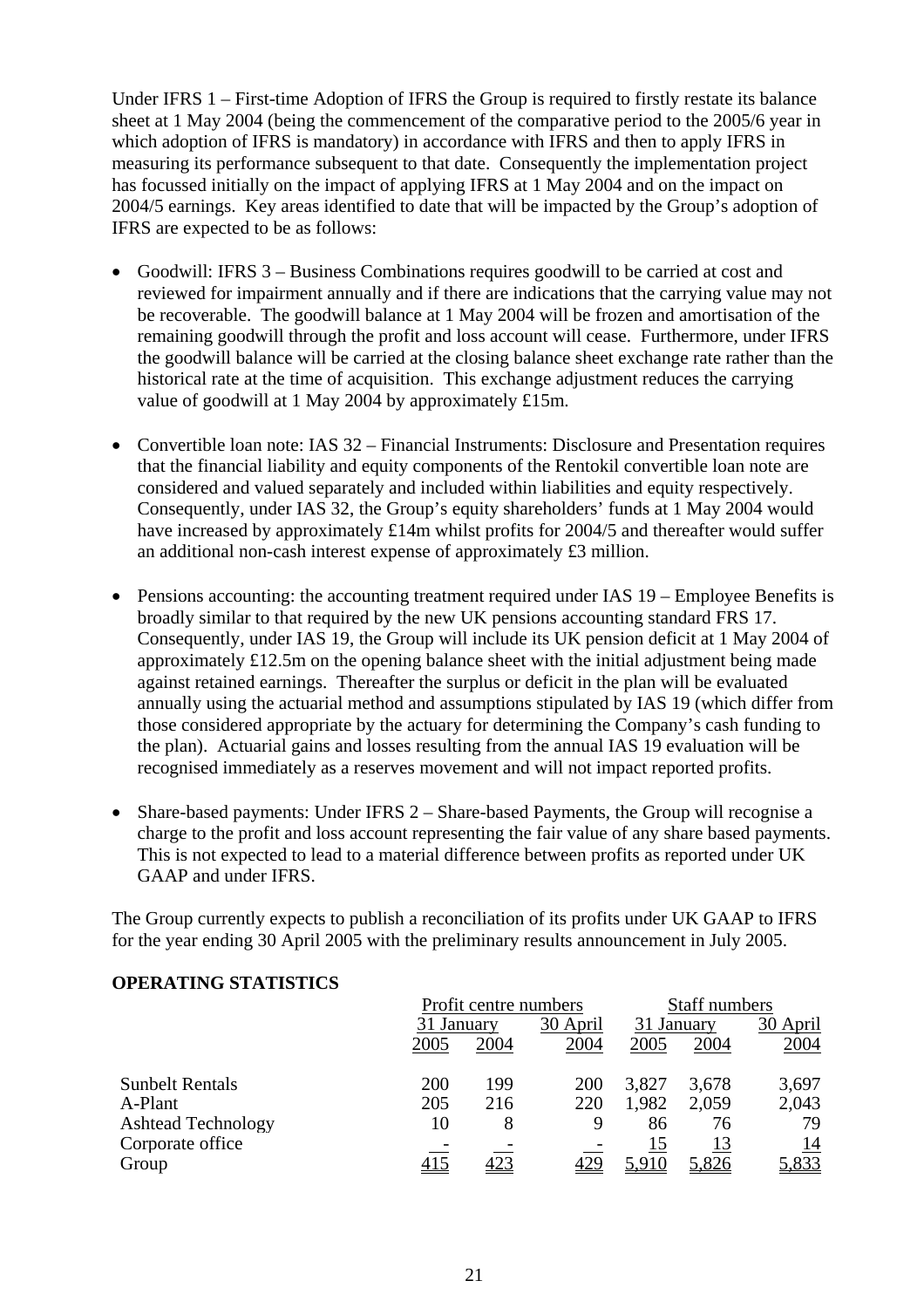Under IFRS 1 – First-time Adoption of IFRS the Group is required to firstly restate its balance sheet at 1 May 2004 (being the commencement of the comparative period to the 2005/6 year in which adoption of IFRS is mandatory) in accordance with IFRS and then to apply IFRS in measuring its performance subsequent to that date. Consequently the implementation project has focussed initially on the impact of applying IFRS at 1 May 2004 and on the impact on 2004/5 earnings. Key areas identified to date that will be impacted by the Group's adoption of IFRS are expected to be as follows:

- Goodwill: IFRS 3 – Business Combinations requires goodwill to be carried at cost and reviewed for impairment annually and if there are indications that the carrying value may not be recoverable. The goodwill balance at 1 May 2004 will be frozen and amortisation of the remaining goodwill through the profit and loss account will cease. Furthermore, under IFRS the goodwill balance will be carried at the closing balance sheet exchange rate rather than the historical rate at the time of acquisition. This exchange adjustment reduces the carrying value of goodwill at 1 May 2004 by approximately £15m.

- Convertible loan note: IAS 32 – Financial Instruments: Disclosure and Presentation requires that the financial liability and equity components of the Rentokil convertible loan note are considered and valued separately and included within liabilities and equity respectively. Consequently, under IAS 32, the Group's equity shareholders' funds at 1 May 2004 would have increased by approximately £14m whilst profits for 2004/5 and thereafter would suffer an additional non-cash interest expense of approximately £3 million.

- Pensions accounting: the accounting treatment required under IAS 19 – Employee Benefits is broadly similar to that required by the new UK pensions accounting standard FRS 17. Consequently, under IAS 19, the Group will include its UK pension deficit at 1 May 2004 of approximately £12.5m on the opening balance sheet with the initial adjustment being made against retained earnings. Thereafter the surplus or deficit in the plan will be evaluated annually using the actuarial method and assumptions stipulated by IAS 19 (which differ from those considered appropriate by the actuary for determining the Company's cash funding to the plan). Actuarial gains and losses resulting from the annual IAS 19 evaluation will be recognised immediately as a reserves movement and will not impact reported profits.

- Share-based payments: Under IFRS 2 – Share-based Payments, the Group will recognise a charge to the profit and loss account representing the fair value of any share based payments. This is not expected to lead to a material difference between profits as reported under UK GAAP and under IFRS.

The Group currently expects to publish a reconciliation of its profits under UK GAAP to IFRS for the year ending 30 April 2005 with the preliminary results announcement in July 2005.

**OPERATING STATISTICS**

| | Profit centre numbers | | | Staff numbers | | |
|---|---|---|---|---|---|---|
| | 31 January | | 30 April | 31 January | | 30 April |
| | 2005 | 2004 | 2004 | 2005 | 2004 | 2004 |
| Sunbelt Rentals | 200 | 199 | 200 | 3,827 | 3,678 | 3,697 |
| A-Plant | 205 | 216 | 220 | 1,982 | 2,059 | 2,043 |
| Ashtead Technology | 10 | 8 | 9 | 86 | 76 | 79 |
| Corporate office | - | - | - | 15 | 13 | 14 |
| Group | 415 | 423 | 429 | 5,910 | 5,826 | 5,833 |